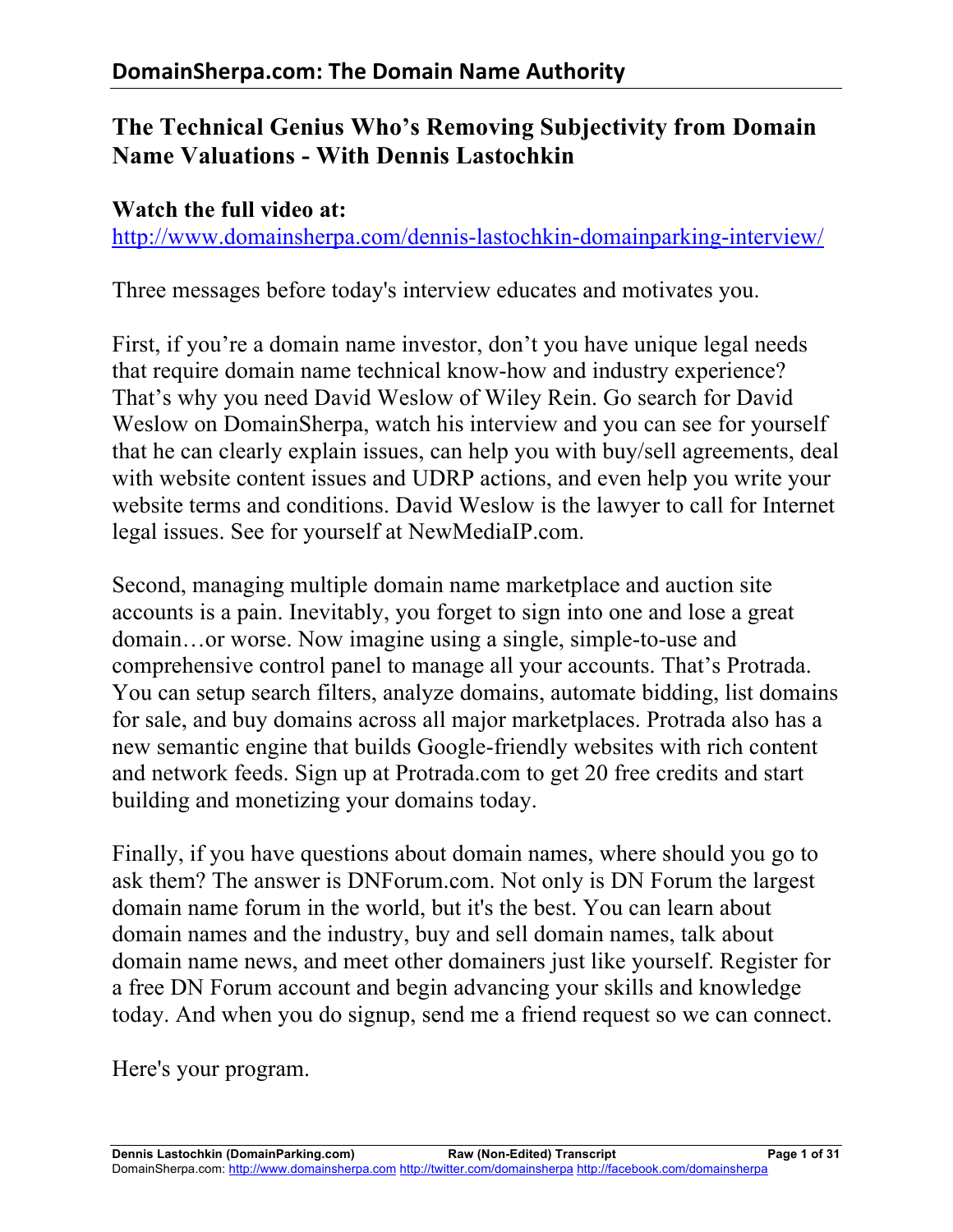# The Technical Genius Who's Removing Subjectivity from Domain Name Valuations - With Dennis Lastochkin

**Watch the full video at:**
http://www.domainsherpa.com/dennis-lastochkin-domainparking-interview/

Three messages before today's interview educates and motivates you.

First, if you're a domain name investor, don't you have unique legal needs that require domain name technical know-how and industry experience? That's why you need David Weslow of Wiley Rein. Go search for David Weslow on DomainSherpa, watch his interview and you can see for yourself that he can clearly explain issues, can help you with buy/sell agreements, deal with website content issues and UDRP actions, and even help you write your website terms and conditions. David Weslow is the lawyer to call for Internet legal issues. See for yourself at NewMediaIP.com.

Second, managing multiple domain name marketplace and auction site accounts is a pain. Inevitably, you forget to sign into one and lose a great domain…or worse. Now imagine using a single, simple-to-use and comprehensive control panel to manage all your accounts. That's Protrada. You can setup search filters, analyze domains, automate bidding, list domains for sale, and buy domains across all major marketplaces. Protrada also has a new semantic engine that builds Google-friendly websites with rich content and network feeds. Sign up at Protrada.com to get 20 free credits and start building and monetizing your domains today.

Finally, if you have questions about domain names, where should you go to ask them? The answer is DNForum.com. Not only is DN Forum the largest domain name forum in the world, but it's the best. You can learn about domain names and the industry, buy and sell domain names, talk about domain name news, and meet other domainers just like yourself. Register for a free DN Forum account and begin advancing your skills and knowledge today. And when you do signup, send me a friend request so we can connect.

Here's your program.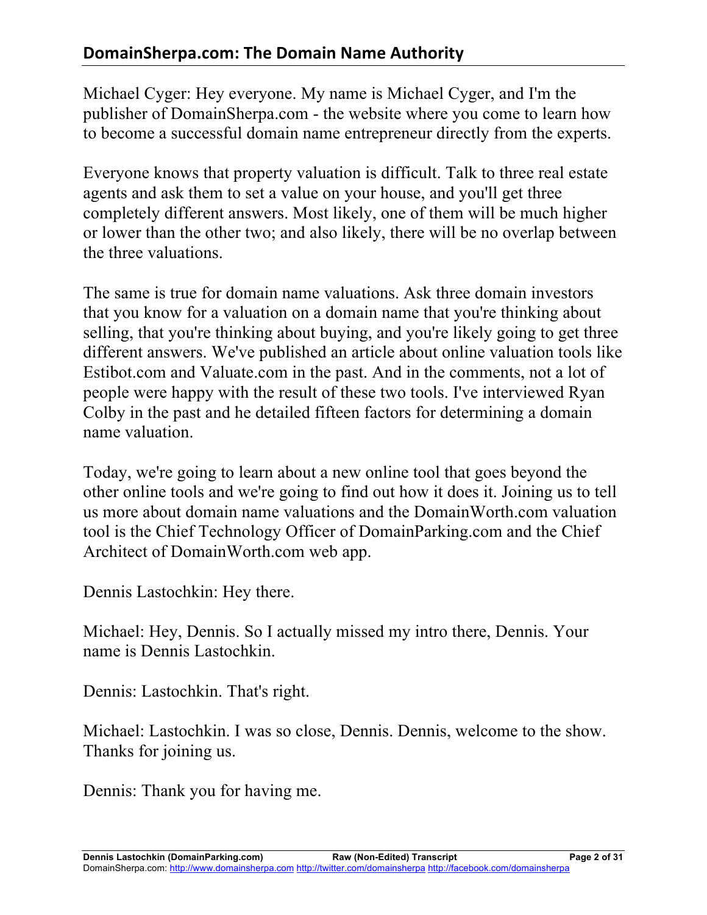Michael Cyger: Hey everyone. My name is Michael Cyger, and I'm the publisher of DomainSherpa.com - the website where you come to learn how to become a successful domain name entrepreneur directly from the experts.

Everyone knows that property valuation is difficult. Talk to three real estate agents and ask them to set a value on your house, and you'll get three completely different answers. Most likely, one of them will be much higher or lower than the other two; and also likely, there will be no overlap between the three valuations.

The same is true for domain name valuations. Ask three domain investors that you know for a valuation on a domain name that you're thinking about selling, that you're thinking about buying, and you're likely going to get three different answers. We've published an article about online valuation tools like Estibot.com and Valuate.com in the past. And in the comments, not a lot of people were happy with the result of these two tools. I've interviewed Ryan Colby in the past and he detailed fifteen factors for determining a domain name valuation.

Today, we're going to learn about a new online tool that goes beyond the other online tools and we're going to find out how it does it. Joining us to tell us more about domain name valuations and the DomainWorth.com valuation tool is the Chief Technology Officer of DomainParking.com and the Chief Architect of DomainWorth.com web app.

Dennis Lastochkin: Hey there.

Michael: Hey, Dennis. So I actually missed my intro there, Dennis. Your name is Dennis Lastochkin.

Dennis: Lastochkin. That's right.

Michael: Lastochkin. I was so close, Dennis. Dennis, welcome to the show. Thanks for joining us.

Dennis: Thank you for having me.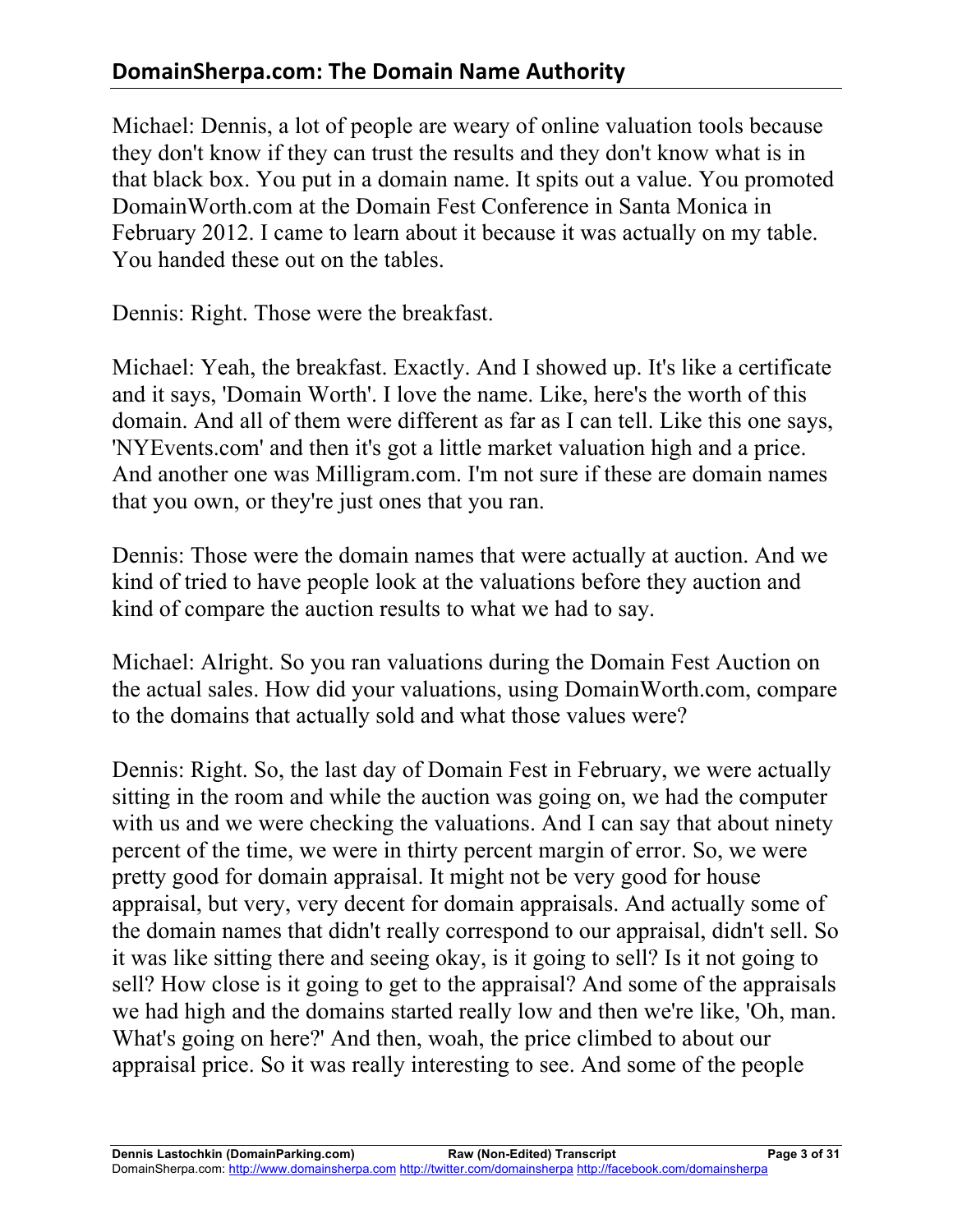Michael: Dennis, a lot of people are weary of online valuation tools because they don't know if they can trust the results and they don't know what is in that black box. You put in a domain name. It spits out a value. You promoted DomainWorth.com at the Domain Fest Conference in Santa Monica in February 2012. I came to learn about it because it was actually on my table. You handed these out on the tables.

Dennis: Right. Those were the breakfast.

Michael: Yeah, the breakfast. Exactly. And I showed up. It's like a certificate and it says, 'Domain Worth'. I love the name. Like, here's the worth of this domain. And all of them were different as far as I can tell. Like this one says, 'NYEvents.com' and then it's got a little market valuation high and a price. And another one was Milligram.com. I'm not sure if these are domain names that you own, or they're just ones that you ran.

Dennis: Those were the domain names that were actually at auction. And we kind of tried to have people look at the valuations before they auction and kind of compare the auction results to what we had to say.

Michael: Alright. So you ran valuations during the Domain Fest Auction on the actual sales. How did your valuations, using DomainWorth.com, compare to the domains that actually sold and what those values were?

Dennis: Right. So, the last day of Domain Fest in February, we were actually sitting in the room and while the auction was going on, we had the computer with us and we were checking the valuations. And I can say that about ninety percent of the time, we were in thirty percent margin of error. So, we were pretty good for domain appraisal. It might not be very good for house appraisal, but very, very decent for domain appraisals. And actually some of the domain names that didn't really correspond to our appraisal, didn't sell. So it was like sitting there and seeing okay, is it going to sell? Is it not going to sell? How close is it going to get to the appraisal? And some of the appraisals we had high and the domains started really low and then we're like, 'Oh, man. What's going on here?' And then, woah, the price climbed to about our appraisal price. So it was really interesting to see. And some of the people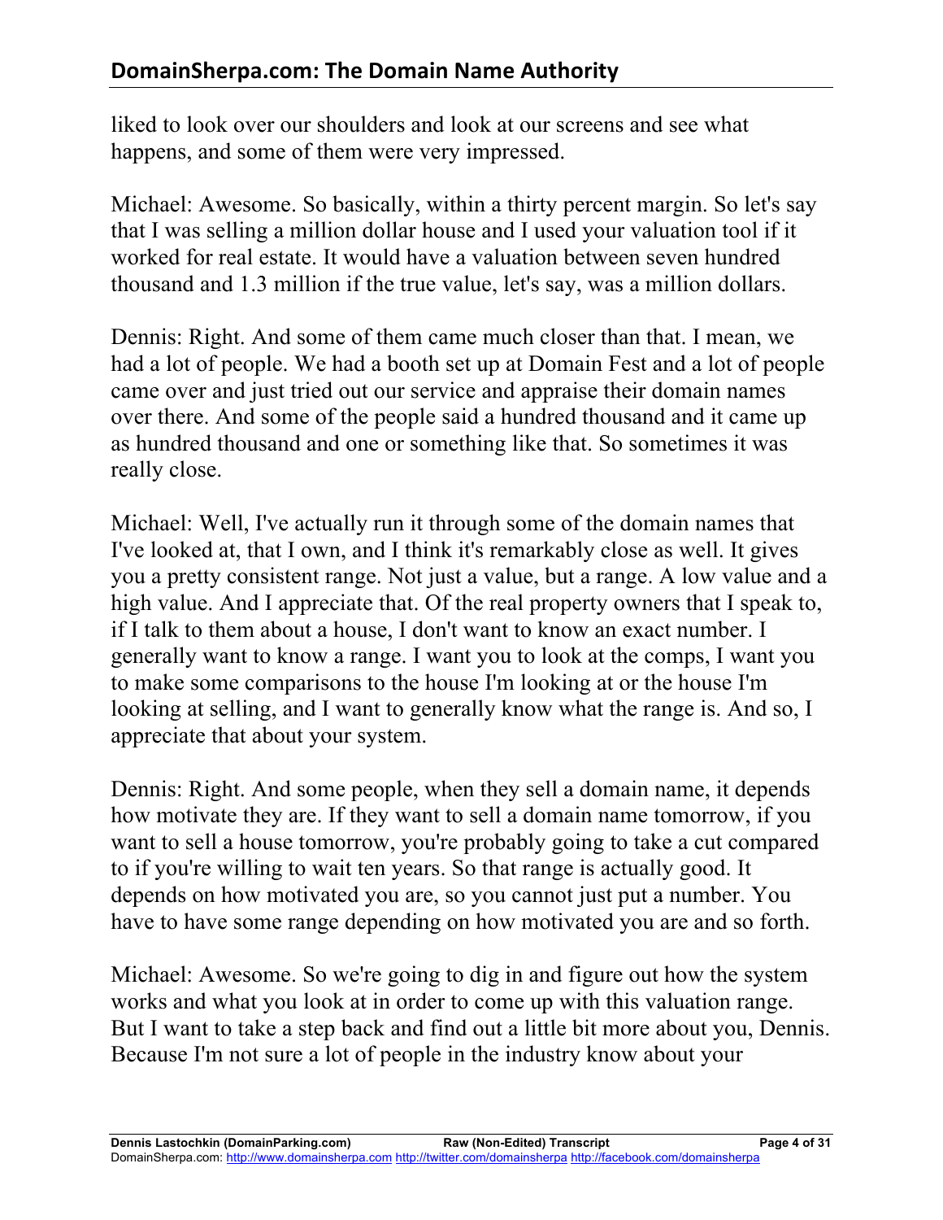liked to look over our shoulders and look at our screens and see what happens, and some of them were very impressed.

Michael: Awesome. So basically, within a thirty percent margin. So let's say that I was selling a million dollar house and I used your valuation tool if it worked for real estate. It would have a valuation between seven hundred thousand and 1.3 million if the true value, let's say, was a million dollars.

Dennis: Right. And some of them came much closer than that. I mean, we had a lot of people. We had a booth set up at Domain Fest and a lot of people came over and just tried out our service and appraise their domain names over there. And some of the people said a hundred thousand and it came up as hundred thousand and one or something like that. So sometimes it was really close.

Michael: Well, I've actually run it through some of the domain names that I've looked at, that I own, and I think it's remarkably close as well. It gives you a pretty consistent range. Not just a value, but a range. A low value and a high value. And I appreciate that. Of the real property owners that I speak to, if I talk to them about a house, I don't want to know an exact number. I generally want to know a range. I want you to look at the comps, I want you to make some comparisons to the house I'm looking at or the house I'm looking at selling, and I want to generally know what the range is. And so, I appreciate that about your system.

Dennis: Right. And some people, when they sell a domain name, it depends how motivate they are. If they want to sell a domain name tomorrow, if you want to sell a house tomorrow, you're probably going to take a cut compared to if you're willing to wait ten years. So that range is actually good. It depends on how motivated you are, so you cannot just put a number. You have to have some range depending on how motivated you are and so forth.

Michael: Awesome. So we're going to dig in and figure out how the system works and what you look at in order to come up with this valuation range. But I want to take a step back and find out a little bit more about you, Dennis. Because I'm not sure a lot of people in the industry know about your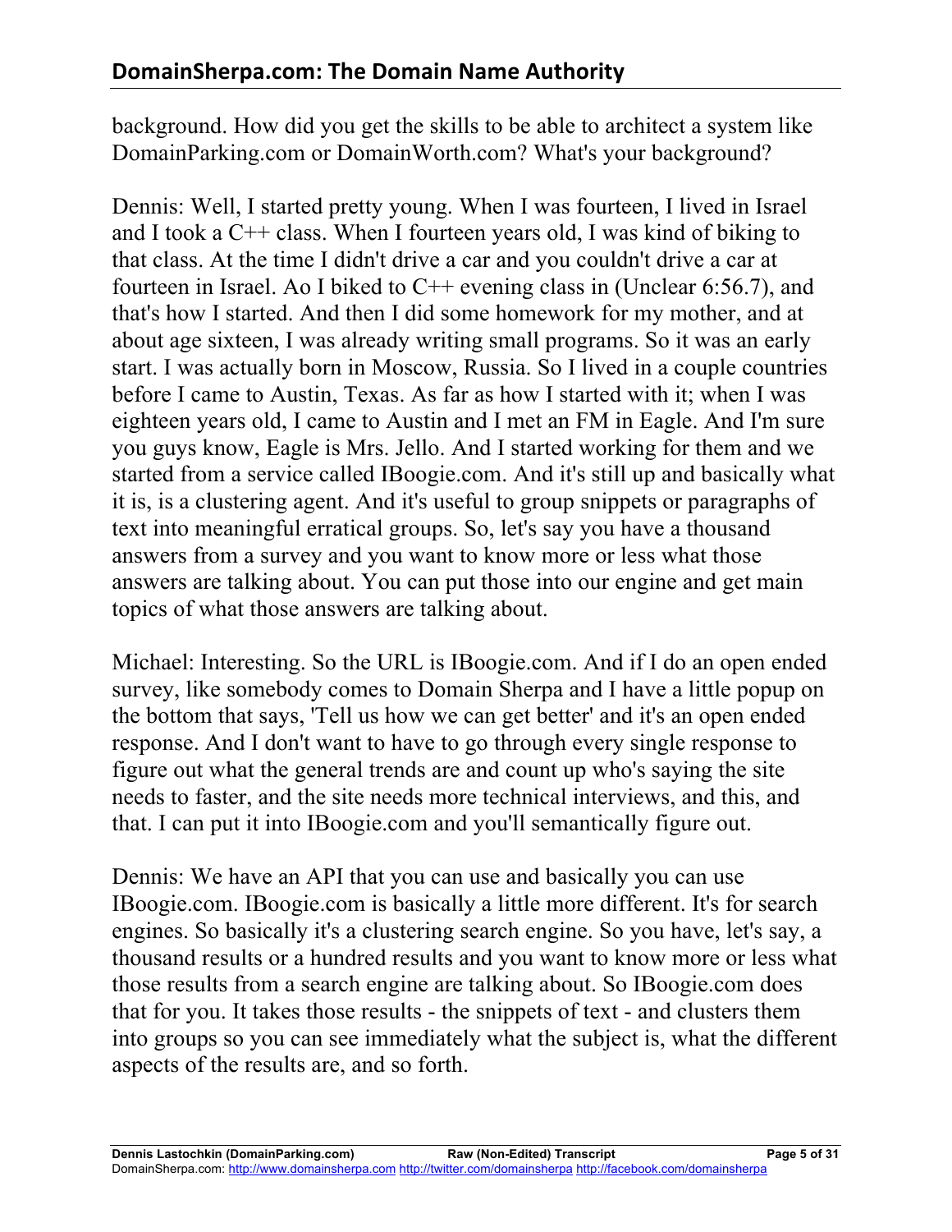background. How did you get the skills to be able to architect a system like DomainParking.com or DomainWorth.com? What's your background?

Dennis: Well, I started pretty young. When I was fourteen, I lived in Israel and I took a C++ class. When I fourteen years old, I was kind of biking to that class. At the time I didn't drive a car and you couldn't drive a car at fourteen in Israel. Ao I biked to C++ evening class in (Unclear 6:56.7), and that's how I started. And then I did some homework for my mother, and at about age sixteen, I was already writing small programs. So it was an early start. I was actually born in Moscow, Russia. So I lived in a couple countries before I came to Austin, Texas. As far as how I started with it; when I was eighteen years old, I came to Austin and I met an FM in Eagle. And I'm sure you guys know, Eagle is Mrs. Jello. And I started working for them and we started from a service called IBoogie.com. And it's still up and basically what it is, is a clustering agent. And it's useful to group snippets or paragraphs of text into meaningful erratical groups. So, let's say you have a thousand answers from a survey and you want to know more or less what those answers are talking about. You can put those into our engine and get main topics of what those answers are talking about.

Michael: Interesting. So the URL is IBoogie.com. And if I do an open ended survey, like somebody comes to Domain Sherpa and I have a little popup on the bottom that says, 'Tell us how we can get better' and it's an open ended response. And I don't want to have to go through every single response to figure out what the general trends are and count up who's saying the site needs to faster, and the site needs more technical interviews, and this, and that. I can put it into IBoogie.com and you'll semantically figure out.

Dennis: We have an API that you can use and basically you can use IBoogie.com. IBoogie.com is basically a little more different. It's for search engines. So basically it's a clustering search engine. So you have, let's say, a thousand results or a hundred results and you want to know more or less what those results from a search engine are talking about. So IBoogie.com does that for you. It takes those results - the snippets of text - and clusters them into groups so you can see immediately what the subject is, what the different aspects of the results are, and so forth.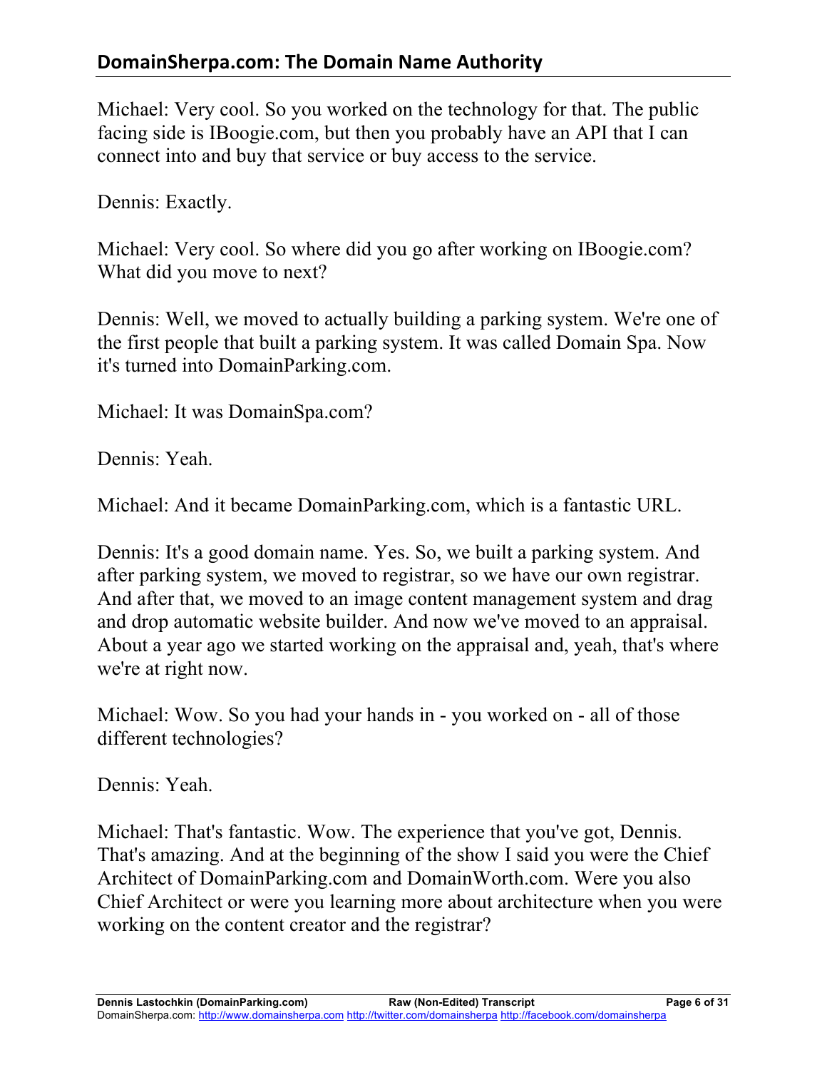Michael: Very cool. So you worked on the technology for that. The public facing side is IBoogie.com, but then you probably have an API that I can connect into and buy that service or buy access to the service.

Dennis: Exactly.

Michael: Very cool. So where did you go after working on IBoogie.com? What did you move to next?

Dennis: Well, we moved to actually building a parking system. We're one of the first people that built a parking system. It was called Domain Spa. Now it's turned into DomainParking.com.

Michael: It was DomainSpa.com?

Dennis: Yeah.

Michael: And it became DomainParking.com, which is a fantastic URL.

Dennis: It's a good domain name. Yes. So, we built a parking system. And after parking system, we moved to registrar, so we have our own registrar. And after that, we moved to an image content management system and drag and drop automatic website builder. And now we've moved to an appraisal. About a year ago we started working on the appraisal and, yeah, that's where we're at right now.

Michael: Wow. So you had your hands in - you worked on - all of those different technologies?

Dennis: Yeah.

Michael: That's fantastic. Wow. The experience that you've got, Dennis. That's amazing. And at the beginning of the show I said you were the Chief Architect of DomainParking.com and DomainWorth.com. Were you also Chief Architect or were you learning more about architecture when you were working on the content creator and the registrar?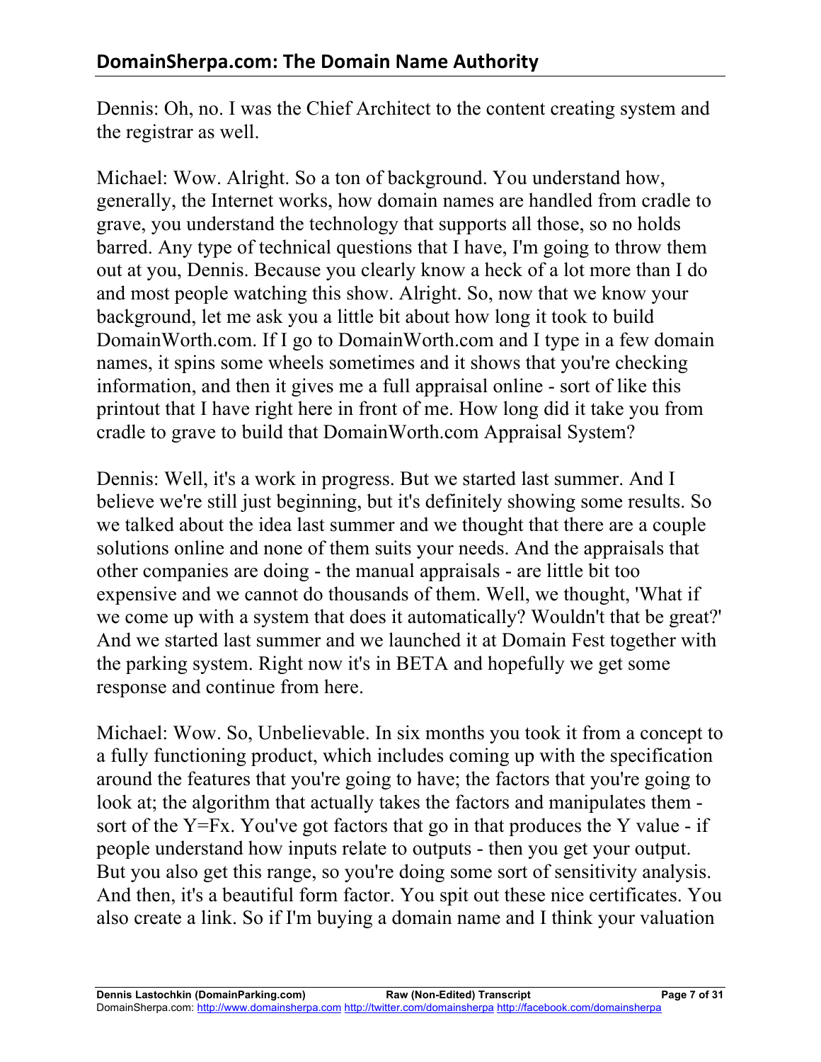Dennis: Oh, no. I was the Chief Architect to the content creating system and the registrar as well.

Michael: Wow. Alright. So a ton of background. You understand how, generally, the Internet works, how domain names are handled from cradle to grave, you understand the technology that supports all those, so no holds barred. Any type of technical questions that I have, I'm going to throw them out at you, Dennis. Because you clearly know a heck of a lot more than I do and most people watching this show. Alright. So, now that we know your background, let me ask you a little bit about how long it took to build DomainWorth.com. If I go to DomainWorth.com and I type in a few domain names, it spins some wheels sometimes and it shows that you're checking information, and then it gives me a full appraisal online - sort of like this printout that I have right here in front of me. How long did it take you from cradle to grave to build that DomainWorth.com Appraisal System?

Dennis: Well, it's a work in progress. But we started last summer. And I believe we're still just beginning, but it's definitely showing some results. So we talked about the idea last summer and we thought that there are a couple solutions online and none of them suits your needs. And the appraisals that other companies are doing - the manual appraisals - are little bit too expensive and we cannot do thousands of them. Well, we thought, 'What if we come up with a system that does it automatically? Wouldn't that be great?' And we started last summer and we launched it at Domain Fest together with the parking system. Right now it's in BETA and hopefully we get some response and continue from here.

Michael: Wow. So, Unbelievable. In six months you took it from a concept to a fully functioning product, which includes coming up with the specification around the features that you're going to have; the factors that you're going to look at; the algorithm that actually takes the factors and manipulates them - sort of the Y=Fx. You've got factors that go in that produces the Y value - if people understand how inputs relate to outputs - then you get your output. But you also get this range, so you're doing some sort of sensitivity analysis. And then, it's a beautiful form factor. You spit out these nice certificates. You also create a link. So if I'm buying a domain name and I think your valuation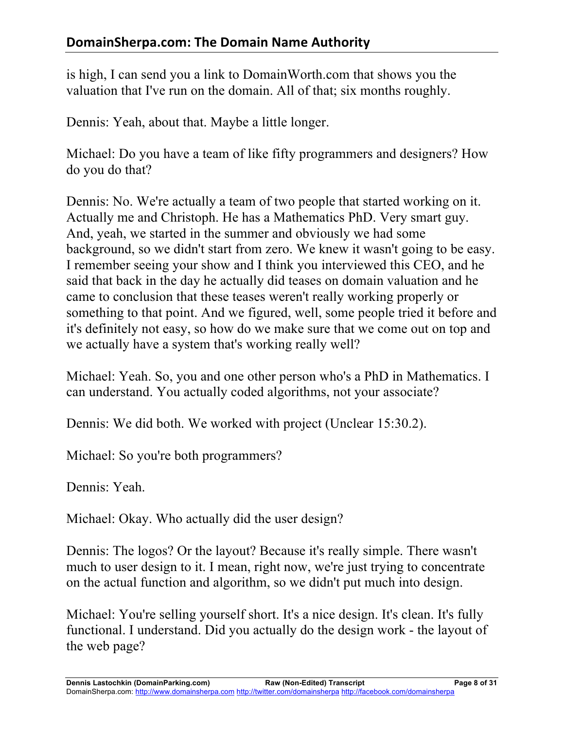is high, I can send you a link to DomainWorth.com that shows you the valuation that I've run on the domain. All of that; six months roughly.

Dennis: Yeah, about that. Maybe a little longer.

Michael: Do you have a team of like fifty programmers and designers? How do you do that?

Dennis: No. We're actually a team of two people that started working on it. Actually me and Christoph. He has a Mathematics PhD. Very smart guy. And, yeah, we started in the summer and obviously we had some background, so we didn't start from zero. We knew it wasn't going to be easy. I remember seeing your show and I think you interviewed this CEO, and he said that back in the day he actually did teases on domain valuation and he came to conclusion that these teases weren't really working properly or something to that point. And we figured, well, some people tried it before and it's definitely not easy, so how do we make sure that we come out on top and we actually have a system that's working really well?

Michael: Yeah. So, you and one other person who's a PhD in Mathematics. I can understand. You actually coded algorithms, not your associate?

Dennis: We did both. We worked with project (Unclear 15:30.2).

Michael: So you're both programmers?

Dennis: Yeah.

Michael: Okay. Who actually did the user design?

Dennis: The logos? Or the layout? Because it's really simple. There wasn't much to user design to it. I mean, right now, we're just trying to concentrate on the actual function and algorithm, so we didn't put much into design.

Michael: You're selling yourself short. It's a nice design. It's clean. It's fully functional. I understand. Did you actually do the design work - the layout of the web page?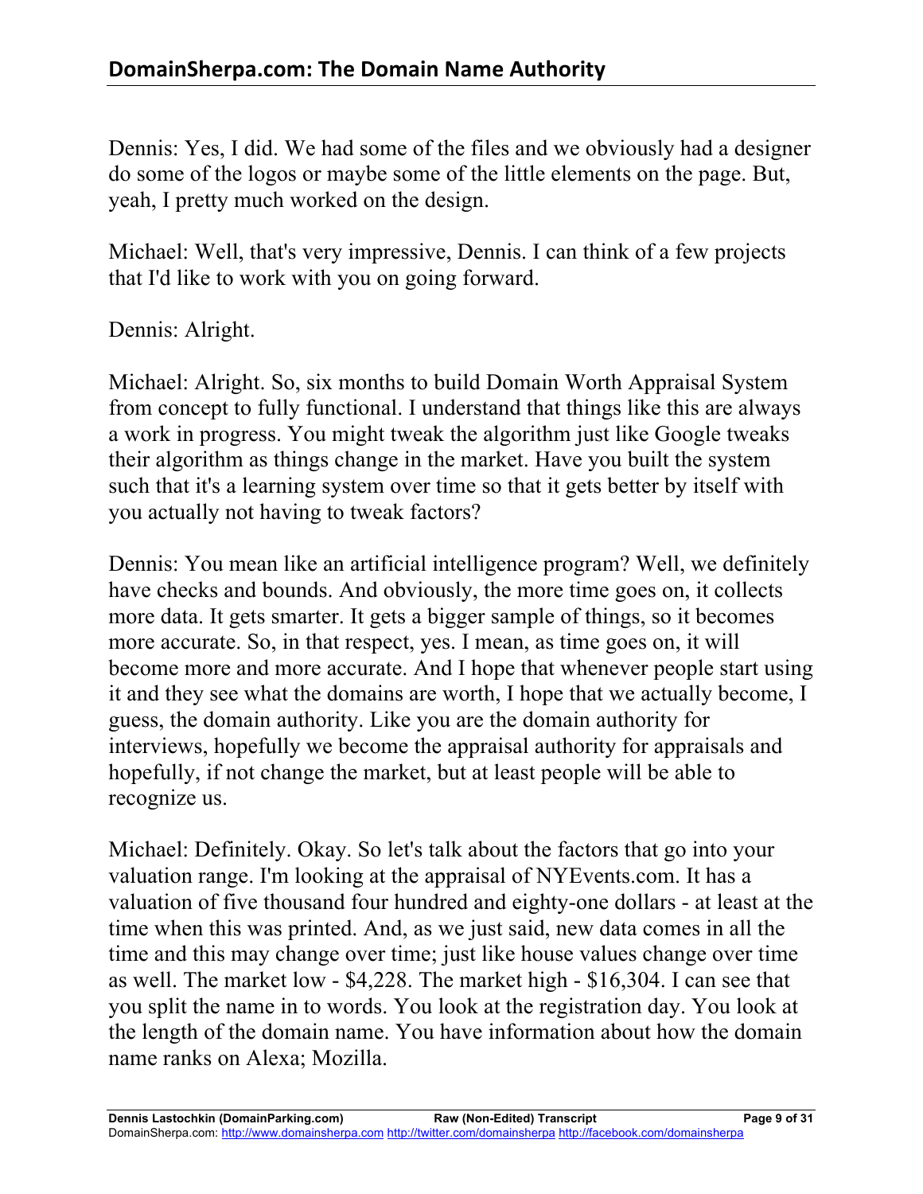Dennis: Yes, I did. We had some of the files and we obviously had a designer do some of the logos or maybe some of the little elements on the page. But, yeah, I pretty much worked on the design.

Michael: Well, that's very impressive, Dennis. I can think of a few projects that I'd like to work with you on going forward.

Dennis: Alright.

Michael: Alright. So, six months to build Domain Worth Appraisal System from concept to fully functional. I understand that things like this are always a work in progress. You might tweak the algorithm just like Google tweaks their algorithm as things change in the market. Have you built the system such that it's a learning system over time so that it gets better by itself with you actually not having to tweak factors?

Dennis: You mean like an artificial intelligence program? Well, we definitely have checks and bounds. And obviously, the more time goes on, it collects more data. It gets smarter. It gets a bigger sample of things, so it becomes more accurate. So, in that respect, yes. I mean, as time goes on, it will become more and more accurate. And I hope that whenever people start using it and they see what the domains are worth, I hope that we actually become, I guess, the domain authority. Like you are the domain authority for interviews, hopefully we become the appraisal authority for appraisals and hopefully, if not change the market, but at least people will be able to recognize us.

Michael: Definitely. Okay. So let's talk about the factors that go into your valuation range. I'm looking at the appraisal of NYEvents.com. It has a valuation of five thousand four hundred and eighty-one dollars - at least at the time when this was printed. And, as we just said, new data comes in all the time and this may change over time; just like house values change over time as well. The market low - $4,228. The market high - $16,304. I can see that you split the name in to words. You look at the registration day. You look at the length of the domain name. You have information about how the domain name ranks on Alexa; Mozilla.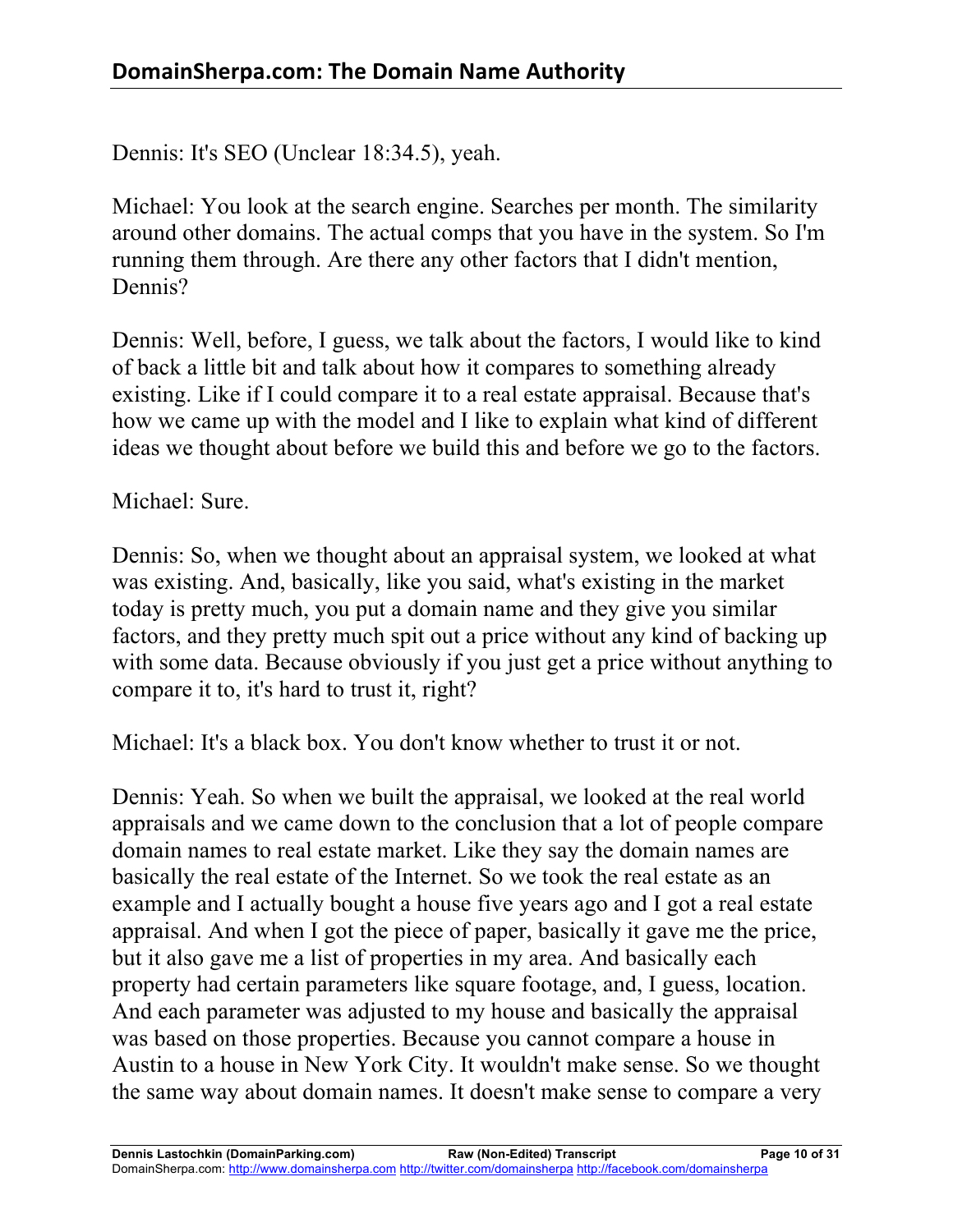Dennis: It's SEO (Unclear 18:34.5), yeah.

Michael: You look at the search engine. Searches per month. The similarity around other domains. The actual comps that you have in the system. So I'm running them through. Are there any other factors that I didn't mention, Dennis?

Dennis: Well, before, I guess, we talk about the factors, I would like to kind of back a little bit and talk about how it compares to something already existing. Like if I could compare it to a real estate appraisal. Because that's how we came up with the model and I like to explain what kind of different ideas we thought about before we build this and before we go to the factors.

Michael: Sure.

Dennis: So, when we thought about an appraisal system, we looked at what was existing. And, basically, like you said, what's existing in the market today is pretty much, you put a domain name and they give you similar factors, and they pretty much spit out a price without any kind of backing up with some data. Because obviously if you just get a price without anything to compare it to, it's hard to trust it, right?

Michael: It's a black box. You don't know whether to trust it or not.

Dennis: Yeah. So when we built the appraisal, we looked at the real world appraisals and we came down to the conclusion that a lot of people compare domain names to real estate market. Like they say the domain names are basically the real estate of the Internet. So we took the real estate as an example and I actually bought a house five years ago and I got a real estate appraisal. And when I got the piece of paper, basically it gave me the price, but it also gave me a list of properties in my area. And basically each property had certain parameters like square footage, and, I guess, location. And each parameter was adjusted to my house and basically the appraisal was based on those properties. Because you cannot compare a house in Austin to a house in New York City. It wouldn't make sense. So we thought the same way about domain names. It doesn't make sense to compare a very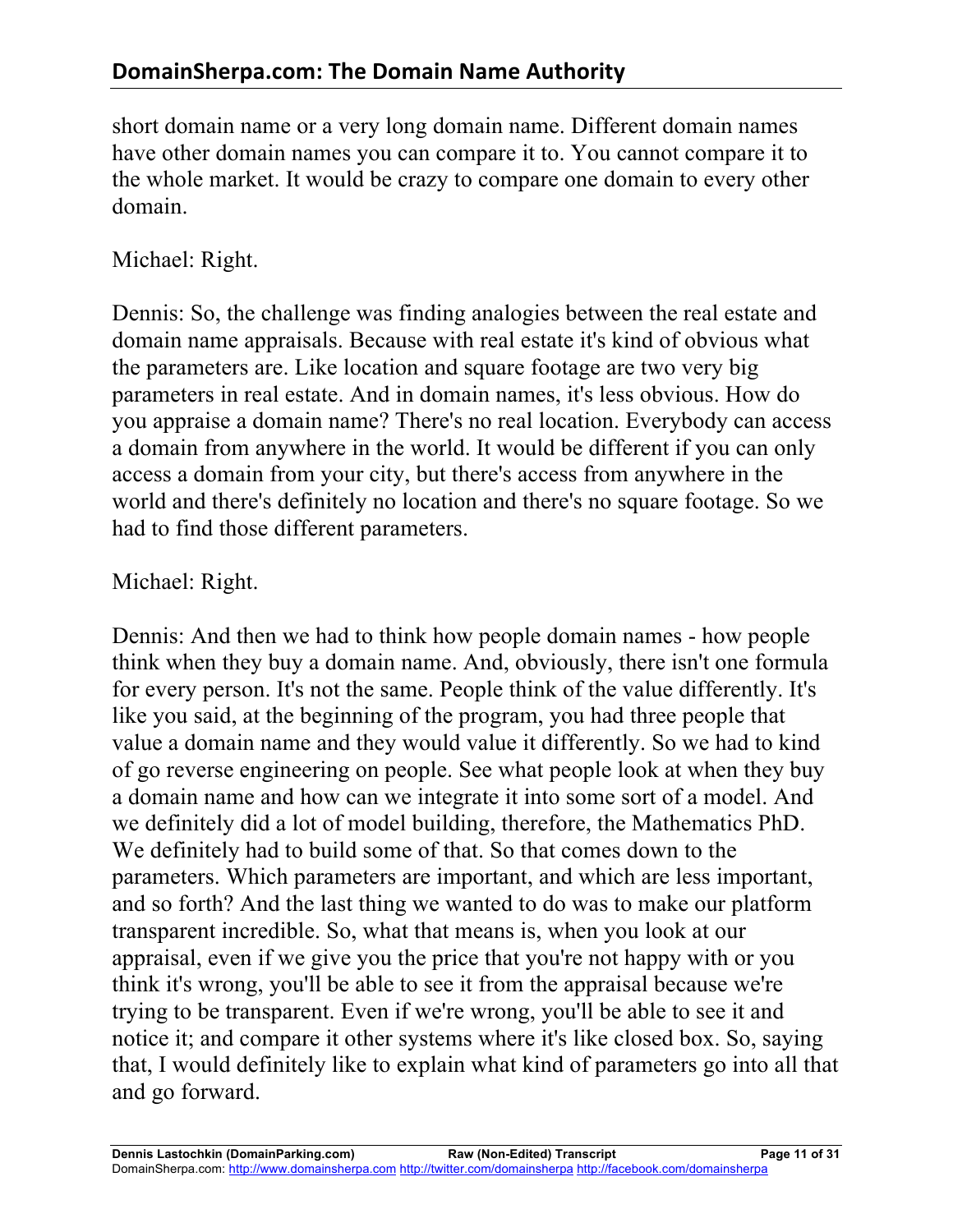short domain name or a very long domain name. Different domain names have other domain names you can compare it to. You cannot compare it to the whole market. It would be crazy to compare one domain to every other domain.

Michael: Right.

Dennis: So, the challenge was finding analogies between the real estate and domain name appraisals. Because with real estate it's kind of obvious what the parameters are. Like location and square footage are two very big parameters in real estate. And in domain names, it's less obvious. How do you appraise a domain name? There's no real location. Everybody can access a domain from anywhere in the world. It would be different if you can only access a domain from your city, but there's access from anywhere in the world and there's definitely no location and there's no square footage. So we had to find those different parameters.

Michael: Right.

Dennis: And then we had to think how people domain names - how people think when they buy a domain name. And, obviously, there isn't one formula for every person. It's not the same. People think of the value differently. It's like you said, at the beginning of the program, you had three people that value a domain name and they would value it differently. So we had to kind of go reverse engineering on people. See what people look at when they buy a domain name and how can we integrate it into some sort of a model. And we definitely did a lot of model building, therefore, the Mathematics PhD. We definitely had to build some of that. So that comes down to the parameters. Which parameters are important, and which are less important, and so forth? And the last thing we wanted to do was to make our platform transparent incredible. So, what that means is, when you look at our appraisal, even if we give you the price that you're not happy with or you think it's wrong, you'll be able to see it from the appraisal because we're trying to be transparent. Even if we're wrong, you'll be able to see it and notice it; and compare it other systems where it's like closed box. So, saying that, I would definitely like to explain what kind of parameters go into all that and go forward.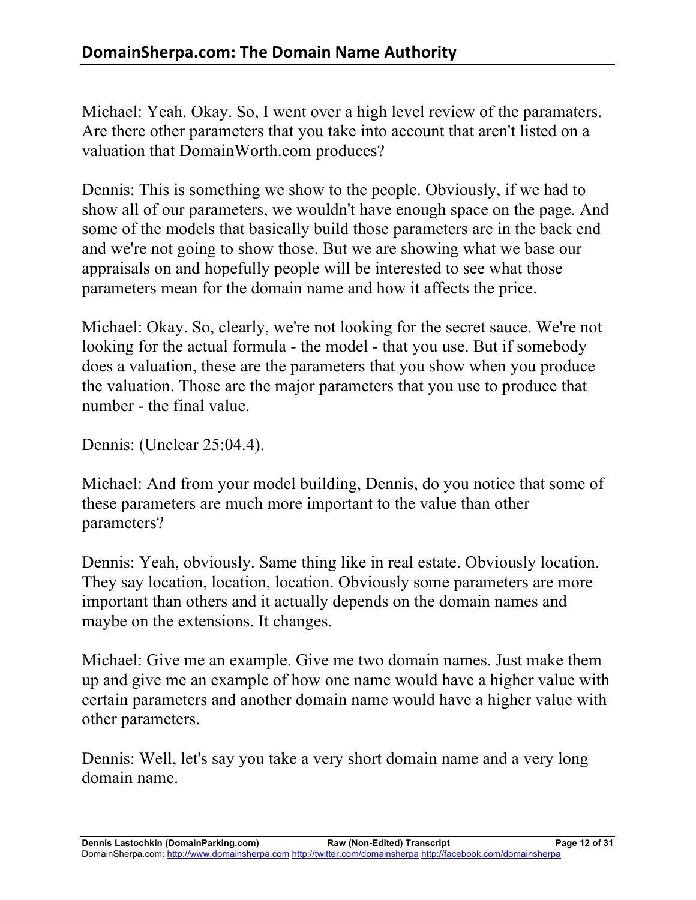Michael: Yeah. Okay. So, I went over a high level review of the paramaters. Are there other parameters that you take into account that aren't listed on a valuation that DomainWorth.com produces?

Dennis: This is something we show to the people. Obviously, if we had to show all of our parameters, we wouldn't have enough space on the page. And some of the models that basically build those parameters are in the back end and we're not going to show those. But we are showing what we base our appraisals on and hopefully people will be interested to see what those parameters mean for the domain name and how it affects the price.

Michael: Okay. So, clearly, we're not looking for the secret sauce. We're not looking for the actual formula - the model - that you use. But if somebody does a valuation, these are the parameters that you show when you produce the valuation. Those are the major parameters that you use to produce that number - the final value.

Dennis: (Unclear 25:04.4).

Michael: And from your model building, Dennis, do you notice that some of these parameters are much more important to the value than other parameters?

Dennis: Yeah, obviously. Same thing like in real estate. Obviously location. They say location, location, location. Obviously some parameters are more important than others and it actually depends on the domain names and maybe on the extensions. It changes.

Michael: Give me an example. Give me two domain names. Just make them up and give me an example of how one name would have a higher value with certain parameters and another domain name would have a higher value with other parameters.

Dennis: Well, let's say you take a very short domain name and a very long domain name.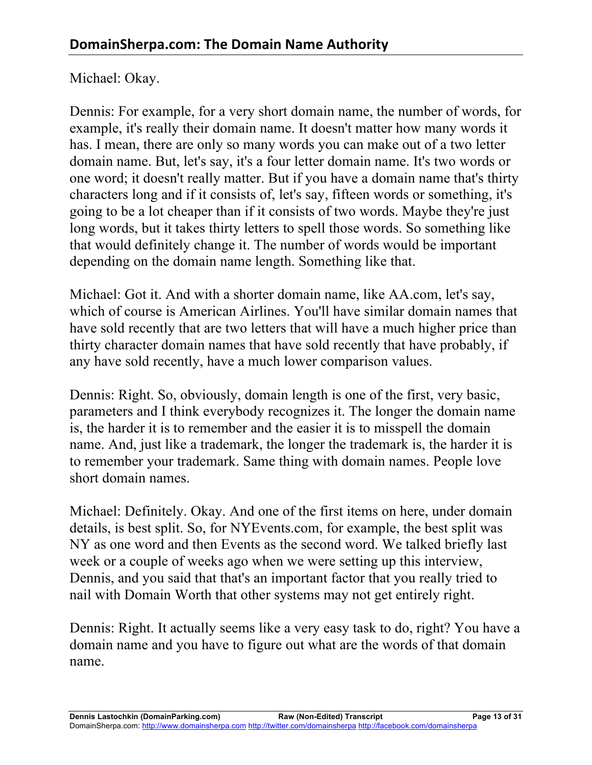Michael: Okay.

Dennis: For example, for a very short domain name, the number of words, for example, it's really their domain name. It doesn't matter how many words it has. I mean, there are only so many words you can make out of a two letter domain name. But, let's say, it's a four letter domain name. It's two words or one word; it doesn't really matter. But if you have a domain name that's thirty characters long and if it consists of, let's say, fifteen words or something, it's going to be a lot cheaper than if it consists of two words. Maybe they're just long words, but it takes thirty letters to spell those words. So something like that would definitely change it. The number of words would be important depending on the domain name length. Something like that.

Michael: Got it. And with a shorter domain name, like AA.com, let's say, which of course is American Airlines. You'll have similar domain names that have sold recently that are two letters that will have a much higher price than thirty character domain names that have sold recently that have probably, if any have sold recently, have a much lower comparison values.

Dennis: Right. So, obviously, domain length is one of the first, very basic, parameters and I think everybody recognizes it. The longer the domain name is, the harder it is to remember and the easier it is to misspell the domain name. And, just like a trademark, the longer the trademark is, the harder it is to remember your trademark. Same thing with domain names. People love short domain names.

Michael: Definitely. Okay. And one of the first items on here, under domain details, is best split. So, for NYEvents.com, for example, the best split was NY as one word and then Events as the second word. We talked briefly last week or a couple of weeks ago when we were setting up this interview, Dennis, and you said that that's an important factor that you really tried to nail with Domain Worth that other systems may not get entirely right.

Dennis: Right. It actually seems like a very easy task to do, right? You have a domain name and you have to figure out what are the words of that domain name.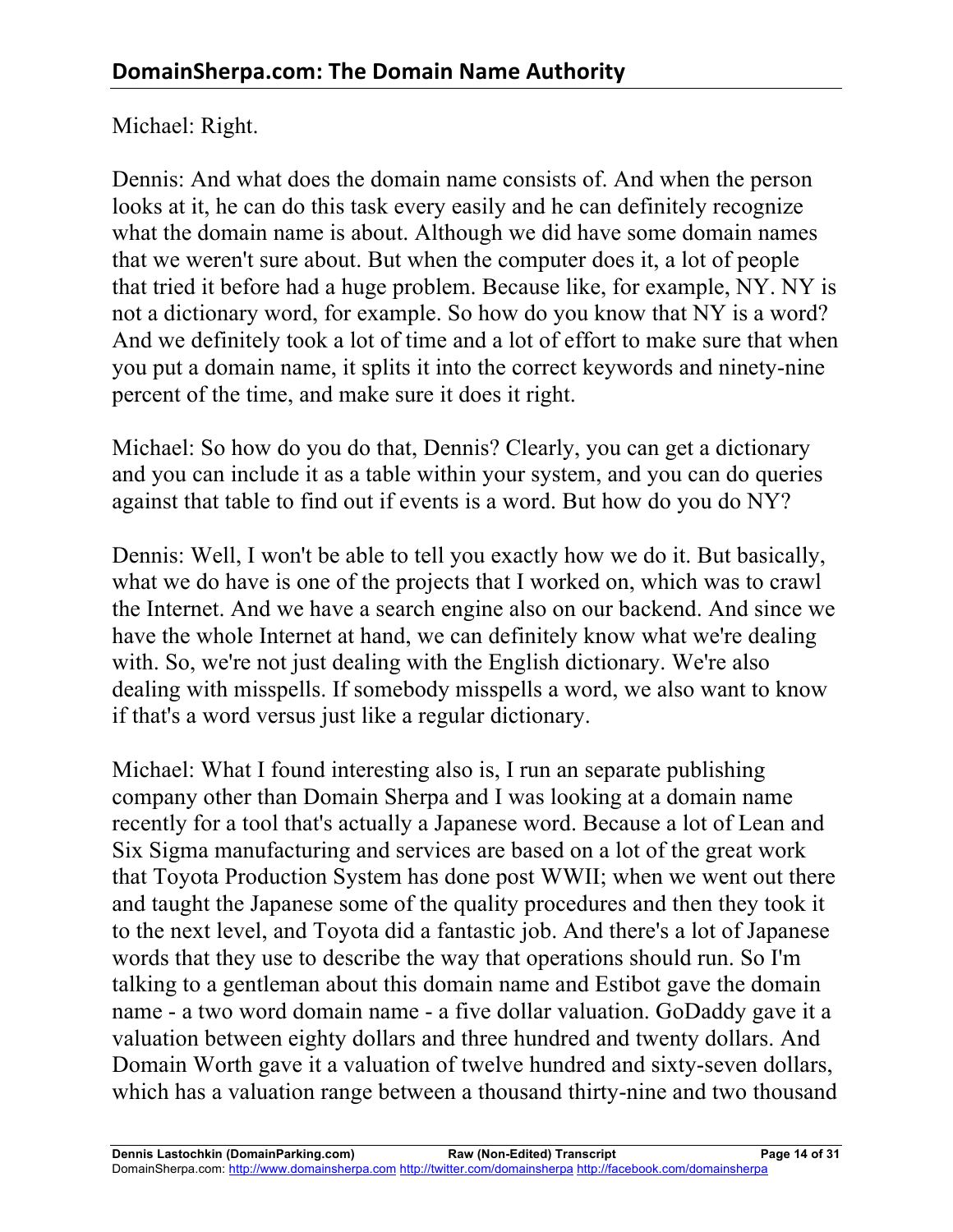Michael: Right.

Dennis: And what does the domain name consists of. And when the person looks at it, he can do this task every easily and he can definitely recognize what the domain name is about. Although we did have some domain names that we weren't sure about. But when the computer does it, a lot of people that tried it before had a huge problem. Because like, for example, NY. NY is not a dictionary word, for example. So how do you know that NY is a word? And we definitely took a lot of time and a lot of effort to make sure that when you put a domain name, it splits it into the correct keywords and ninety-nine percent of the time, and make sure it does it right.

Michael: So how do you do that, Dennis? Clearly, you can get a dictionary and you can include it as a table within your system, and you can do queries against that table to find out if events is a word. But how do you do NY?

Dennis: Well, I won't be able to tell you exactly how we do it. But basically, what we do have is one of the projects that I worked on, which was to crawl the Internet. And we have a search engine also on our backend. And since we have the whole Internet at hand, we can definitely know what we're dealing with. So, we're not just dealing with the English dictionary. We're also dealing with misspells. If somebody misspells a word, we also want to know if that's a word versus just like a regular dictionary.

Michael: What I found interesting also is, I run an separate publishing company other than Domain Sherpa and I was looking at a domain name recently for a tool that's actually a Japanese word. Because a lot of Lean and Six Sigma manufacturing and services are based on a lot of the great work that Toyota Production System has done post WWII; when we went out there and taught the Japanese some of the quality procedures and then they took it to the next level, and Toyota did a fantastic job. And there's a lot of Japanese words that they use to describe the way that operations should run. So I'm talking to a gentleman about this domain name and Estibot gave the domain name - a two word domain name - a five dollar valuation. GoDaddy gave it a valuation between eighty dollars and three hundred and twenty dollars. And Domain Worth gave it a valuation of twelve hundred and sixty-seven dollars, which has a valuation range between a thousand thirty-nine and two thousand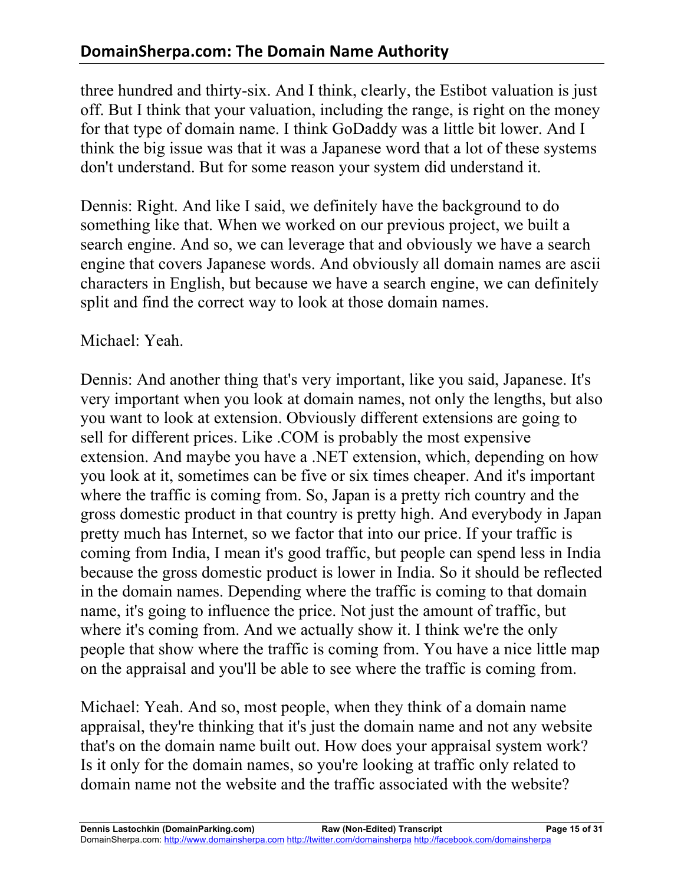three hundred and thirty-six. And I think, clearly, the Estibot valuation is just off. But I think that your valuation, including the range, is right on the money for that type of domain name. I think GoDaddy was a little bit lower. And I think the big issue was that it was a Japanese word that a lot of these systems don't understand. But for some reason your system did understand it.

Dennis: Right. And like I said, we definitely have the background to do something like that. When we worked on our previous project, we built a search engine. And so, we can leverage that and obviously we have a search engine that covers Japanese words. And obviously all domain names are ascii characters in English, but because we have a search engine, we can definitely split and find the correct way to look at those domain names.

Michael: Yeah.

Dennis: And another thing that's very important, like you said, Japanese. It's very important when you look at domain names, not only the lengths, but also you want to look at extension. Obviously different extensions are going to sell for different prices. Like .COM is probably the most expensive extension. And maybe you have a .NET extension, which, depending on how you look at it, sometimes can be five or six times cheaper. And it's important where the traffic is coming from. So, Japan is a pretty rich country and the gross domestic product in that country is pretty high. And everybody in Japan pretty much has Internet, so we factor that into our price. If your traffic is coming from India, I mean it's good traffic, but people can spend less in India because the gross domestic product is lower in India. So it should be reflected in the domain names. Depending where the traffic is coming to that domain name, it's going to influence the price. Not just the amount of traffic, but where it's coming from. And we actually show it. I think we're the only people that show where the traffic is coming from. You have a nice little map on the appraisal and you'll be able to see where the traffic is coming from.

Michael: Yeah. And so, most people, when they think of a domain name appraisal, they're thinking that it's just the domain name and not any website that's on the domain name built out. How does your appraisal system work? Is it only for the domain names, so you're looking at traffic only related to domain name not the website and the traffic associated with the website?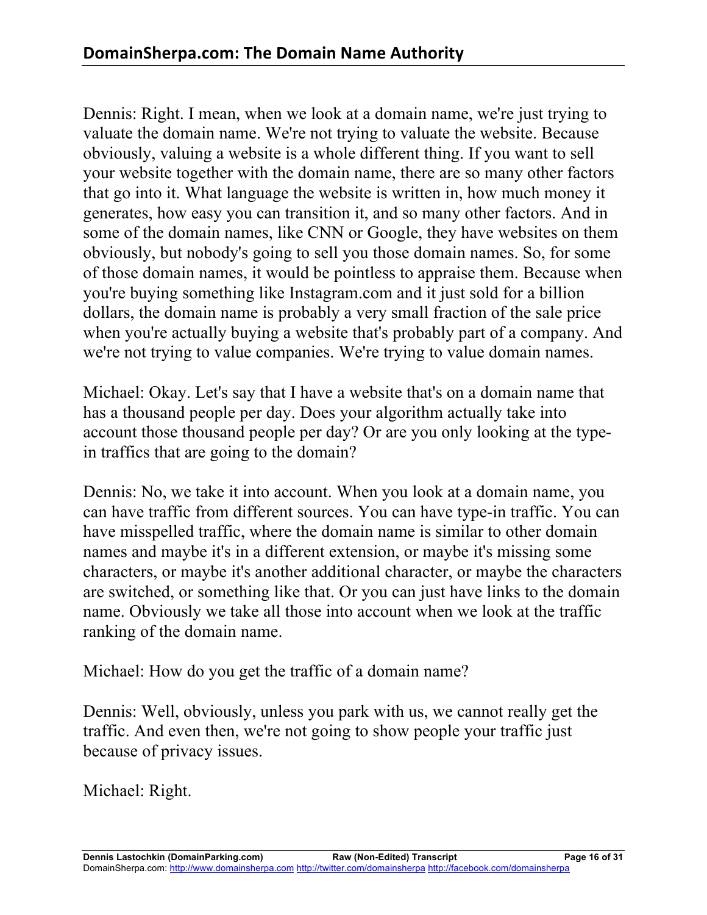Dennis: Right. I mean, when we look at a domain name, we're just trying to valuate the domain name. We're not trying to valuate the website. Because obviously, valuing a website is a whole different thing. If you want to sell your website together with the domain name, there are so many other factors that go into it. What language the website is written in, how much money it generates, how easy you can transition it, and so many other factors. And in some of the domain names, like CNN or Google, they have websites on them obviously, but nobody's going to sell you those domain names. So, for some of those domain names, it would be pointless to appraise them. Because when you're buying something like Instagram.com and it just sold for a billion dollars, the domain name is probably a very small fraction of the sale price when you're actually buying a website that's probably part of a company. And we're not trying to value companies. We're trying to value domain names.

Michael: Okay. Let's say that I have a website that's on a domain name that has a thousand people per day. Does your algorithm actually take into account those thousand people per day? Or are you only looking at the type-in traffics that are going to the domain?

Dennis: No, we take it into account. When you look at a domain name, you can have traffic from different sources. You can have type-in traffic. You can have misspelled traffic, where the domain name is similar to other domain names and maybe it's in a different extension, or maybe it's missing some characters, or maybe it's another additional character, or maybe the characters are switched, or something like that. Or you can just have links to the domain name. Obviously we take all those into account when we look at the traffic ranking of the domain name.

Michael: How do you get the traffic of a domain name?

Dennis: Well, obviously, unless you park with us, we cannot really get the traffic. And even then, we're not going to show people your traffic just because of privacy issues.

Michael: Right.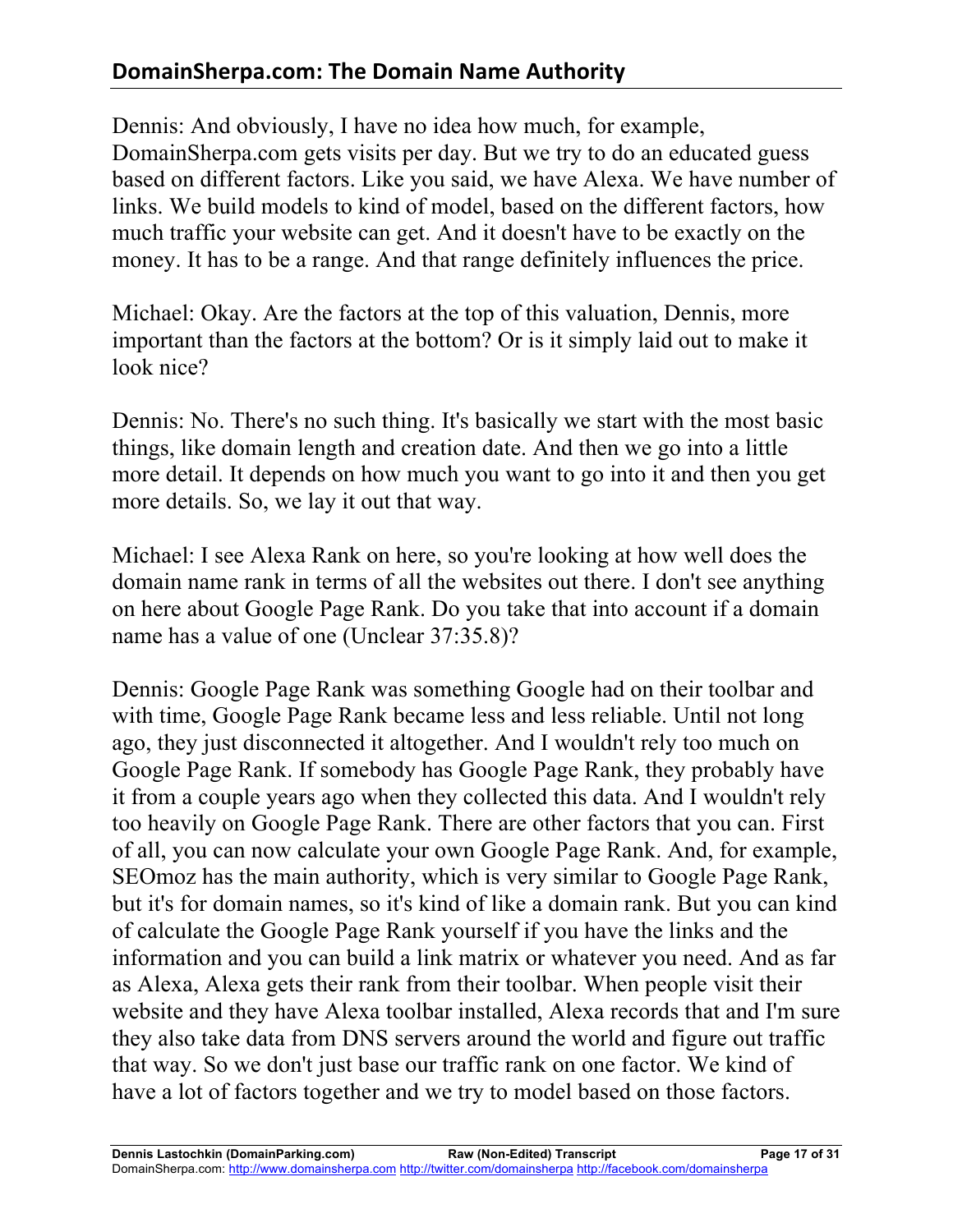Dennis: And obviously, I have no idea how much, for example, DomainSherpa.com gets visits per day. But we try to do an educated guess based on different factors. Like you said, we have Alexa. We have number of links. We build models to kind of model, based on the different factors, how much traffic your website can get. And it doesn't have to be exactly on the money. It has to be a range. And that range definitely influences the price.

Michael: Okay. Are the factors at the top of this valuation, Dennis, more important than the factors at the bottom? Or is it simply laid out to make it look nice?

Dennis: No. There's no such thing. It's basically we start with the most basic things, like domain length and creation date. And then we go into a little more detail. It depends on how much you want to go into it and then you get more details. So, we lay it out that way.

Michael: I see Alexa Rank on here, so you're looking at how well does the domain name rank in terms of all the websites out there. I don't see anything on here about Google Page Rank. Do you take that into account if a domain name has a value of one (Unclear 37:35.8)?

Dennis: Google Page Rank was something Google had on their toolbar and with time, Google Page Rank became less and less reliable. Until not long ago, they just disconnected it altogether. And I wouldn't rely too much on Google Page Rank. If somebody has Google Page Rank, they probably have it from a couple years ago when they collected this data. And I wouldn't rely too heavily on Google Page Rank. There are other factors that you can. First of all, you can now calculate your own Google Page Rank. And, for example, SEOmoz has the main authority, which is very similar to Google Page Rank, but it's for domain names, so it's kind of like a domain rank. But you can kind of calculate the Google Page Rank yourself if you have the links and the information and you can build a link matrix or whatever you need. And as far as Alexa, Alexa gets their rank from their toolbar. When people visit their website and they have Alexa toolbar installed, Alexa records that and I'm sure they also take data from DNS servers around the world and figure out traffic that way. So we don't just base our traffic rank on one factor. We kind of have a lot of factors together and we try to model based on those factors.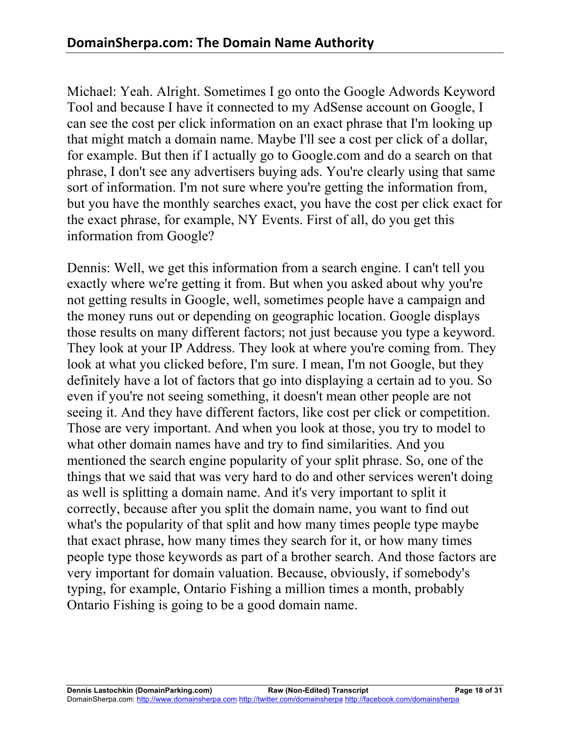Michael: Yeah. Alright. Sometimes I go onto the Google Adwords Keyword Tool and because I have it connected to my AdSense account on Google, I can see the cost per click information on an exact phrase that I'm looking up that might match a domain name. Maybe I'll see a cost per click of a dollar, for example. But then if I actually go to Google.com and do a search on that phrase, I don't see any advertisers buying ads. You're clearly using that same sort of information. I'm not sure where you're getting the information from, but you have the monthly searches exact, you have the cost per click exact for the exact phrase, for example, NY Events. First of all, do you get this information from Google?

Dennis: Well, we get this information from a search engine. I can't tell you exactly where we're getting it from. But when you asked about why you're not getting results in Google, well, sometimes people have a campaign and the money runs out or depending on geographic location. Google displays those results on many different factors; not just because you type a keyword. They look at your IP Address. They look at where you're coming from. They look at what you clicked before, I'm sure. I mean, I'm not Google, but they definitely have a lot of factors that go into displaying a certain ad to you. So even if you're not seeing something, it doesn't mean other people are not seeing it. And they have different factors, like cost per click or competition. Those are very important. And when you look at those, you try to model to what other domain names have and try to find similarities. And you mentioned the search engine popularity of your split phrase. So, one of the things that we said that was very hard to do and other services weren't doing as well is splitting a domain name. And it's very important to split it correctly, because after you split the domain name, you want to find out what's the popularity of that split and how many times people type maybe that exact phrase, how many times they search for it, or how many times people type those keywords as part of a brother search. And those factors are very important for domain valuation. Because, obviously, if somebody's typing, for example, Ontario Fishing a million times a month, probably Ontario Fishing is going to be a good domain name.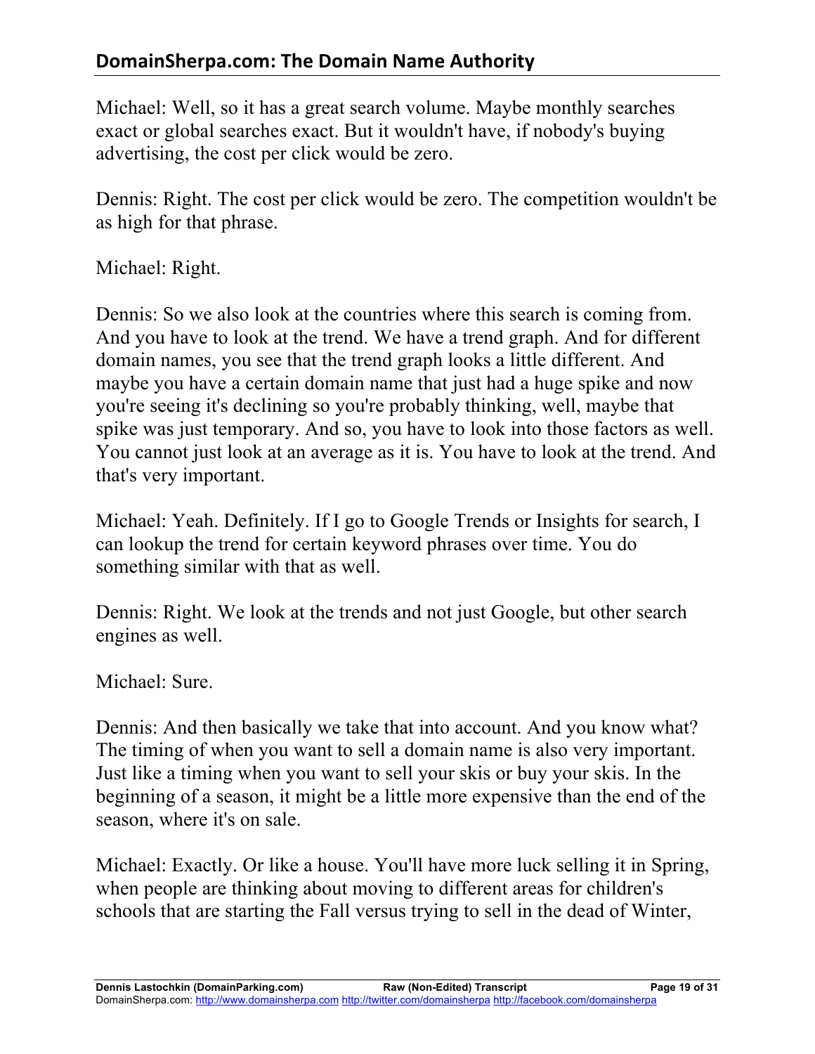Michael: Well, so it has a great search volume. Maybe monthly searches exact or global searches exact. But it wouldn't have, if nobody's buying advertising, the cost per click would be zero.

Dennis: Right. The cost per click would be zero. The competition wouldn't be as high for that phrase.

Michael: Right.

Dennis: So we also look at the countries where this search is coming from. And you have to look at the trend. We have a trend graph. And for different domain names, you see that the trend graph looks a little different. And maybe you have a certain domain name that just had a huge spike and now you're seeing it's declining so you're probably thinking, well, maybe that spike was just temporary. And so, you have to look into those factors as well. You cannot just look at an average as it is. You have to look at the trend. And that's very important.

Michael: Yeah. Definitely. If I go to Google Trends or Insights for search, I can lookup the trend for certain keyword phrases over time. You do something similar with that as well.

Dennis: Right. We look at the trends and not just Google, but other search engines as well.

Michael: Sure.

Dennis: And then basically we take that into account. And you know what? The timing of when you want to sell a domain name is also very important. Just like a timing when you want to sell your skis or buy your skis. In the beginning of a season, it might be a little more expensive than the end of the season, where it's on sale.

Michael: Exactly. Or like a house. You'll have more luck selling it in Spring, when people are thinking about moving to different areas for children's schools that are starting the Fall versus trying to sell in the dead of Winter,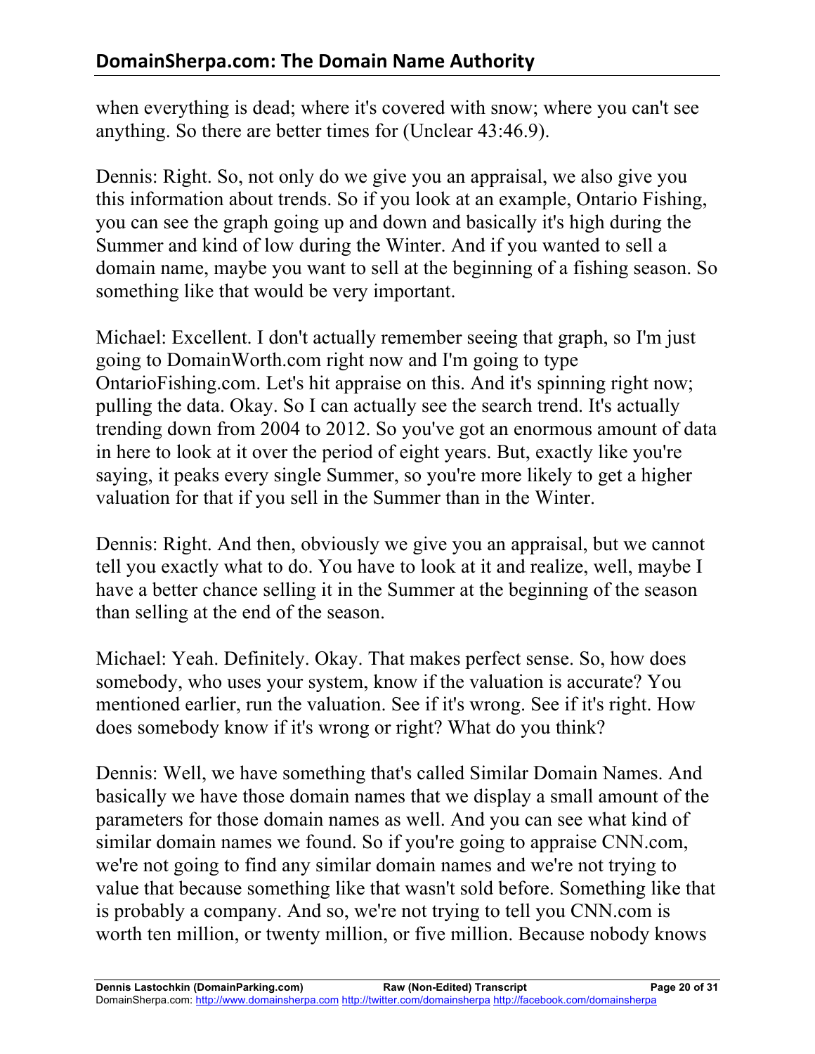when everything is dead; where it's covered with snow; where you can't see anything. So there are better times for (Unclear 43:46.9).

Dennis: Right. So, not only do we give you an appraisal, we also give you this information about trends. So if you look at an example, Ontario Fishing, you can see the graph going up and down and basically it's high during the Summer and kind of low during the Winter. And if you wanted to sell a domain name, maybe you want to sell at the beginning of a fishing season. So something like that would be very important.

Michael: Excellent. I don't actually remember seeing that graph, so I'm just going to DomainWorth.com right now and I'm going to type OntarioFishing.com. Let's hit appraise on this. And it's spinning right now; pulling the data. Okay. So I can actually see the search trend. It's actually trending down from 2004 to 2012. So you've got an enormous amount of data in here to look at it over the period of eight years. But, exactly like you're saying, it peaks every single Summer, so you're more likely to get a higher valuation for that if you sell in the Summer than in the Winter.

Dennis: Right. And then, obviously we give you an appraisal, but we cannot tell you exactly what to do. You have to look at it and realize, well, maybe I have a better chance selling it in the Summer at the beginning of the season than selling at the end of the season.

Michael: Yeah. Definitely. Okay. That makes perfect sense. So, how does somebody, who uses your system, know if the valuation is accurate? You mentioned earlier, run the valuation. See if it's wrong. See if it's right. How does somebody know if it's wrong or right? What do you think?

Dennis: Well, we have something that's called Similar Domain Names. And basically we have those domain names that we display a small amount of the parameters for those domain names as well. And you can see what kind of similar domain names we found. So if you're going to appraise CNN.com, we're not going to find any similar domain names and we're not trying to value that because something like that wasn't sold before. Something like that is probably a company. And so, we're not trying to tell you CNN.com is worth ten million, or twenty million, or five million. Because nobody knows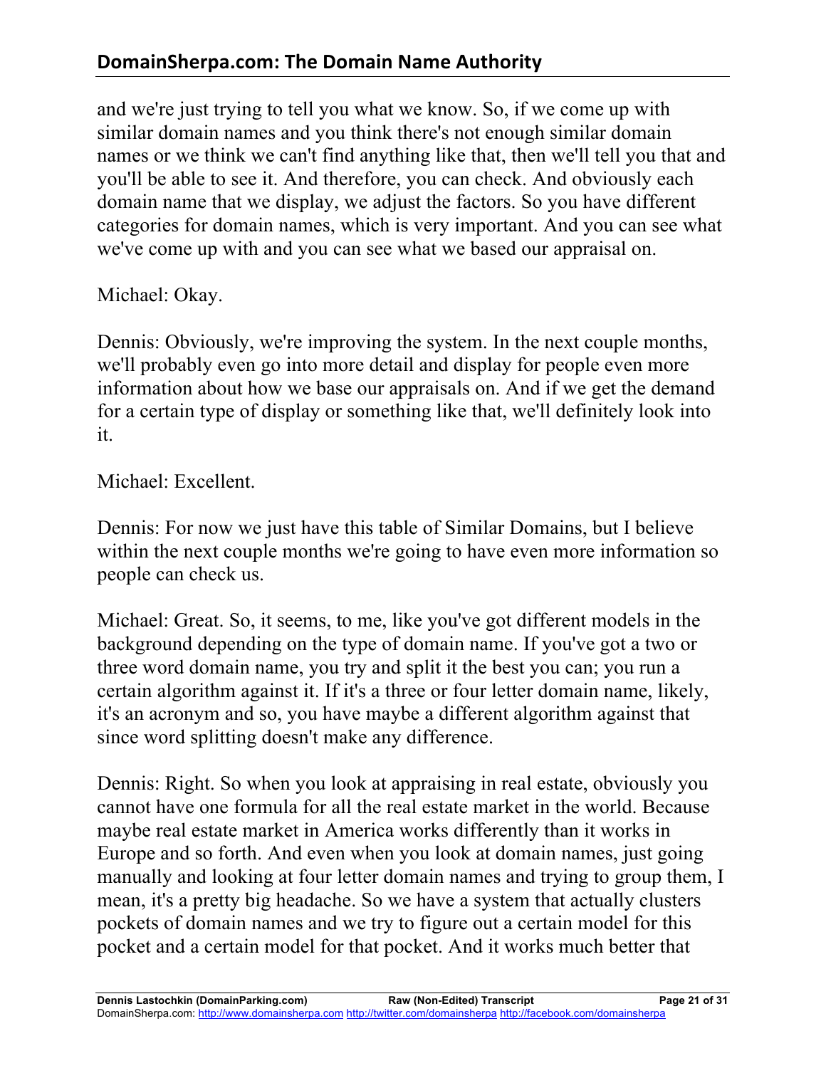and we're just trying to tell you what we know. So, if we come up with similar domain names and you think there's not enough similar domain names or we think we can't find anything like that, then we'll tell you that and you'll be able to see it. And therefore, you can check. And obviously each domain name that we display, we adjust the factors. So you have different categories for domain names, which is very important. And you can see what we've come up with and you can see what we based our appraisal on.

Michael: Okay.

Dennis: Obviously, we're improving the system. In the next couple months, we'll probably even go into more detail and display for people even more information about how we base our appraisals on. And if we get the demand for a certain type of display or something like that, we'll definitely look into it.

Michael: Excellent.

Dennis: For now we just have this table of Similar Domains, but I believe within the next couple months we're going to have even more information so people can check us.

Michael: Great. So, it seems, to me, like you've got different models in the background depending on the type of domain name. If you've got a two or three word domain name, you try and split it the best you can; you run a certain algorithm against it. If it's a three or four letter domain name, likely, it's an acronym and so, you have maybe a different algorithm against that since word splitting doesn't make any difference.

Dennis: Right. So when you look at appraising in real estate, obviously you cannot have one formula for all the real estate market in the world. Because maybe real estate market in America works differently than it works in Europe and so forth. And even when you look at domain names, just going manually and looking at four letter domain names and trying to group them, I mean, it's a pretty big headache. So we have a system that actually clusters pockets of domain names and we try to figure out a certain model for this pocket and a certain model for that pocket. And it works much better that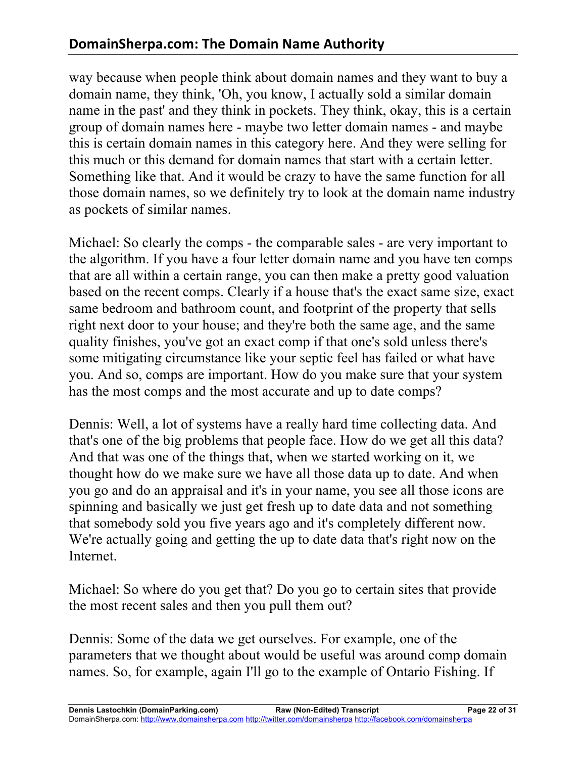way because when people think about domain names and they want to buy a domain name, they think, 'Oh, you know, I actually sold a similar domain name in the past' and they think in pockets. They think, okay, this is a certain group of domain names here - maybe two letter domain names - and maybe this is certain domain names in this category here. And they were selling for this much or this demand for domain names that start with a certain letter. Something like that. And it would be crazy to have the same function for all those domain names, so we definitely try to look at the domain name industry as pockets of similar names.

Michael: So clearly the comps - the comparable sales - are very important to the algorithm. If you have a four letter domain name and you have ten comps that are all within a certain range, you can then make a pretty good valuation based on the recent comps. Clearly if a house that's the exact same size, exact same bedroom and bathroom count, and footprint of the property that sells right next door to your house; and they're both the same age, and the same quality finishes, you've got an exact comp if that one's sold unless there's some mitigating circumstance like your septic feel has failed or what have you. And so, comps are important. How do you make sure that your system has the most comps and the most accurate and up to date comps?

Dennis: Well, a lot of systems have a really hard time collecting data. And that's one of the big problems that people face. How do we get all this data? And that was one of the things that, when we started working on it, we thought how do we make sure we have all those data up to date. And when you go and do an appraisal and it's in your name, you see all those icons are spinning and basically we just get fresh up to date data and not something that somebody sold you five years ago and it's completely different now. We're actually going and getting the up to date data that's right now on the Internet.

Michael: So where do you get that? Do you go to certain sites that provide the most recent sales and then you pull them out?

Dennis: Some of the data we get ourselves. For example, one of the parameters that we thought about would be useful was around comp domain names. So, for example, again I'll go to the example of Ontario Fishing. If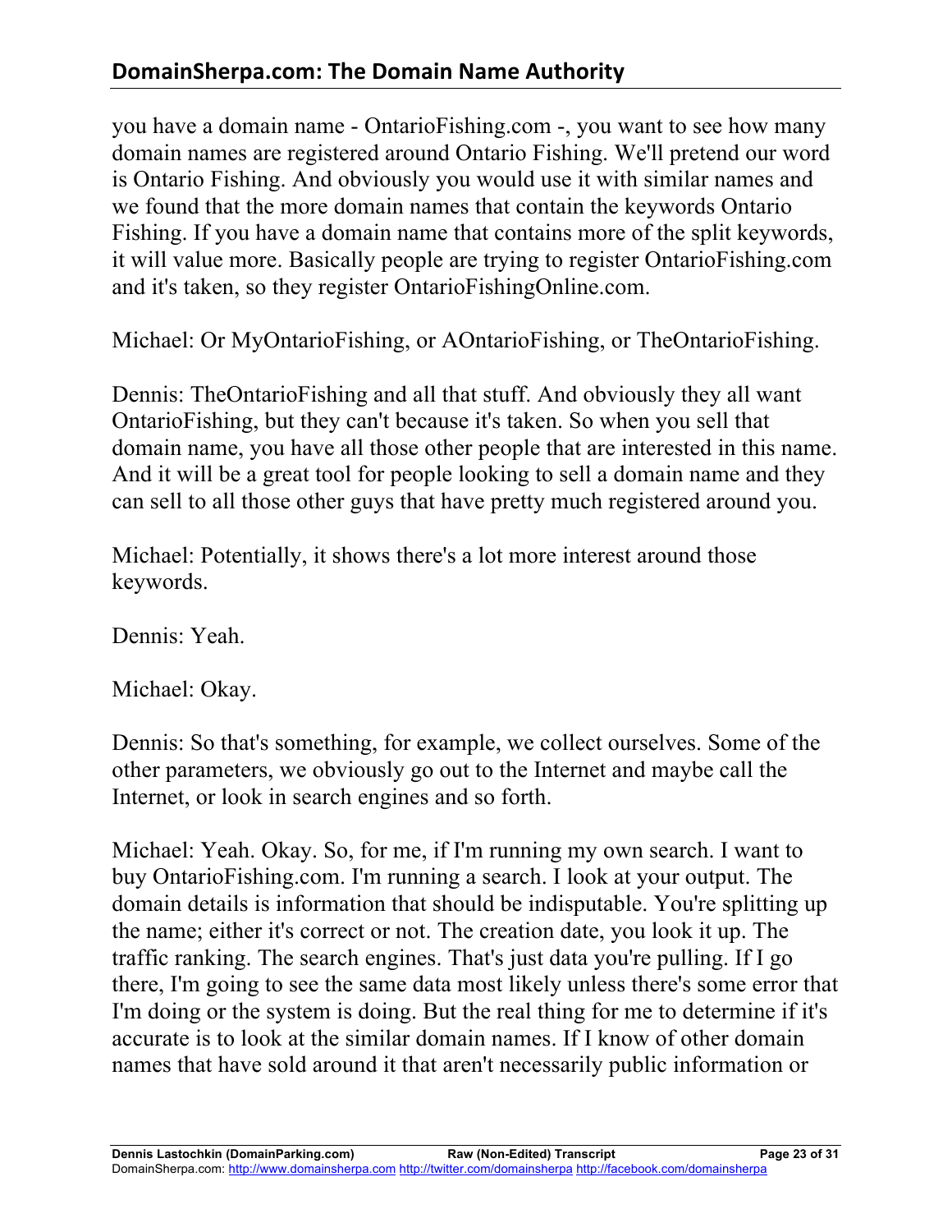you have a domain name - OntarioFishing.com -, you want to see how many domain names are registered around Ontario Fishing. We'll pretend our word is Ontario Fishing. And obviously you would use it with similar names and we found that the more domain names that contain the keywords Ontario Fishing. If you have a domain name that contains more of the split keywords, it will value more. Basically people are trying to register OntarioFishing.com and it's taken, so they register OntarioFishingOnline.com.

Michael: Or MyOntarioFishing, or AOntarioFishing, or TheOntarioFishing.

Dennis: TheOntarioFishing and all that stuff. And obviously they all want OntarioFishing, but they can't because it's taken. So when you sell that domain name, you have all those other people that are interested in this name. And it will be a great tool for people looking to sell a domain name and they can sell to all those other guys that have pretty much registered around you.

Michael: Potentially, it shows there's a lot more interest around those keywords.

Dennis: Yeah.

Michael: Okay.

Dennis: So that's something, for example, we collect ourselves. Some of the other parameters, we obviously go out to the Internet and maybe call the Internet, or look in search engines and so forth.

Michael: Yeah. Okay. So, for me, if I'm running my own search. I want to buy OntarioFishing.com. I'm running a search. I look at your output. The domain details is information that should be indisputable. You're splitting up the name; either it's correct or not. The creation date, you look it up. The traffic ranking. The search engines. That's just data you're pulling. If I go there, I'm going to see the same data most likely unless there's some error that I'm doing or the system is doing. But the real thing for me to determine if it's accurate is to look at the similar domain names. If I know of other domain names that have sold around it that aren't necessarily public information or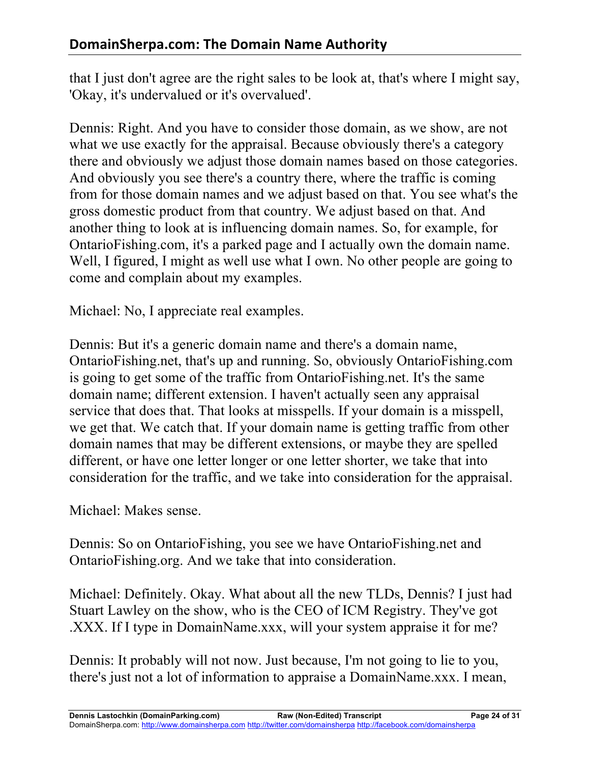that I just don't agree are the right sales to be look at, that's where I might say, 'Okay, it's undervalued or it's overvalued'.

Dennis: Right. And you have to consider those domain, as we show, are not what we use exactly for the appraisal. Because obviously there's a category there and obviously we adjust those domain names based on those categories. And obviously you see there's a country there, where the traffic is coming from for those domain names and we adjust based on that. You see what's the gross domestic product from that country. We adjust based on that. And another thing to look at is influencing domain names. So, for example, for OntarioFishing.com, it's a parked page and I actually own the domain name. Well, I figured, I might as well use what I own. No other people are going to come and complain about my examples.

Michael: No, I appreciate real examples.

Dennis: But it's a generic domain name and there's a domain name, OntarioFishing.net, that's up and running. So, obviously OntarioFishing.com is going to get some of the traffic from OntarioFishing.net. It's the same domain name; different extension. I haven't actually seen any appraisal service that does that. That looks at misspells. If your domain is a misspell, we get that. We catch that. If your domain name is getting traffic from other domain names that may be different extensions, or maybe they are spelled different, or have one letter longer or one letter shorter, we take that into consideration for the traffic, and we take into consideration for the appraisal.

Michael: Makes sense.

Dennis: So on OntarioFishing, you see we have OntarioFishing.net and OntarioFishing.org. And we take that into consideration.

Michael: Definitely. Okay. What about all the new TLDs, Dennis? I just had Stuart Lawley on the show, who is the CEO of ICM Registry. They've got .XXX. If I type in DomainName.xxx, will your system appraise it for me?

Dennis: It probably will not now. Just because, I'm not going to lie to you, there's just not a lot of information to appraise a DomainName.xxx. I mean,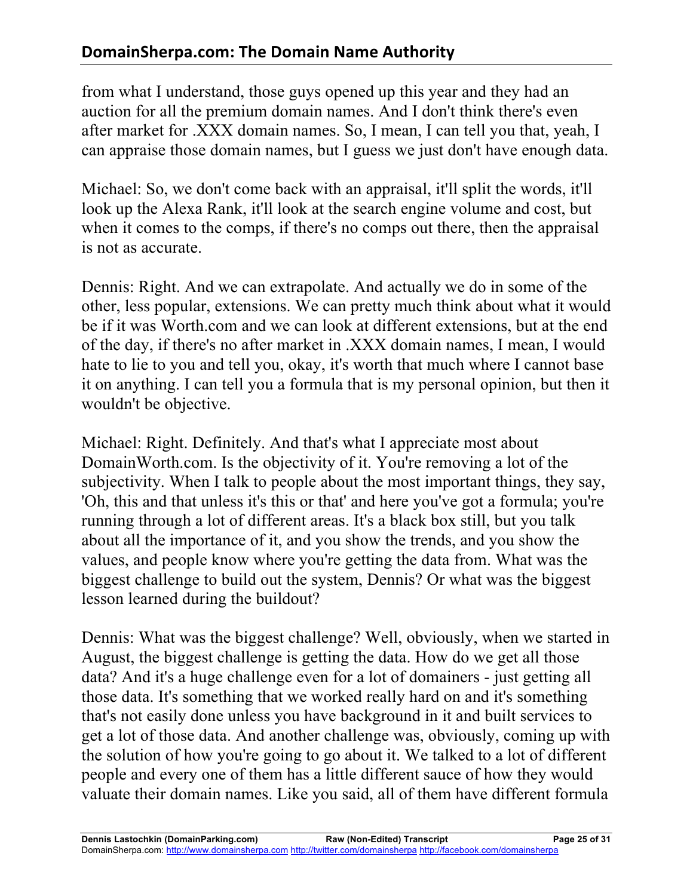from what I understand, those guys opened up this year and they had an auction for all the premium domain names. And I don't think there's even after market for .XXX domain names. So, I mean, I can tell you that, yeah, I can appraise those domain names, but I guess we just don't have enough data.

Michael: So, we don't come back with an appraisal, it'll split the words, it'll look up the Alexa Rank, it'll look at the search engine volume and cost, but when it comes to the comps, if there's no comps out there, then the appraisal is not as accurate.

Dennis: Right. And we can extrapolate. And actually we do in some of the other, less popular, extensions. We can pretty much think about what it would be if it was Worth.com and we can look at different extensions, but at the end of the day, if there's no after market in .XXX domain names, I mean, I would hate to lie to you and tell you, okay, it's worth that much where I cannot base it on anything. I can tell you a formula that is my personal opinion, but then it wouldn't be objective.

Michael: Right. Definitely. And that's what I appreciate most about DomainWorth.com. Is the objectivity of it. You're removing a lot of the subjectivity. When I talk to people about the most important things, they say, 'Oh, this and that unless it's this or that' and here you've got a formula; you're running through a lot of different areas. It's a black box still, but you talk about all the importance of it, and you show the trends, and you show the values, and people know where you're getting the data from. What was the biggest challenge to build out the system, Dennis? Or what was the biggest lesson learned during the buildout?

Dennis: What was the biggest challenge? Well, obviously, when we started in August, the biggest challenge is getting the data. How do we get all those data? And it's a huge challenge even for a lot of domainers - just getting all those data. It's something that we worked really hard on and it's something that's not easily done unless you have background in it and built services to get a lot of those data. And another challenge was, obviously, coming up with the solution of how you're going to go about it. We talked to a lot of different people and every one of them has a little different sauce of how they would valuate their domain names. Like you said, all of them have different formula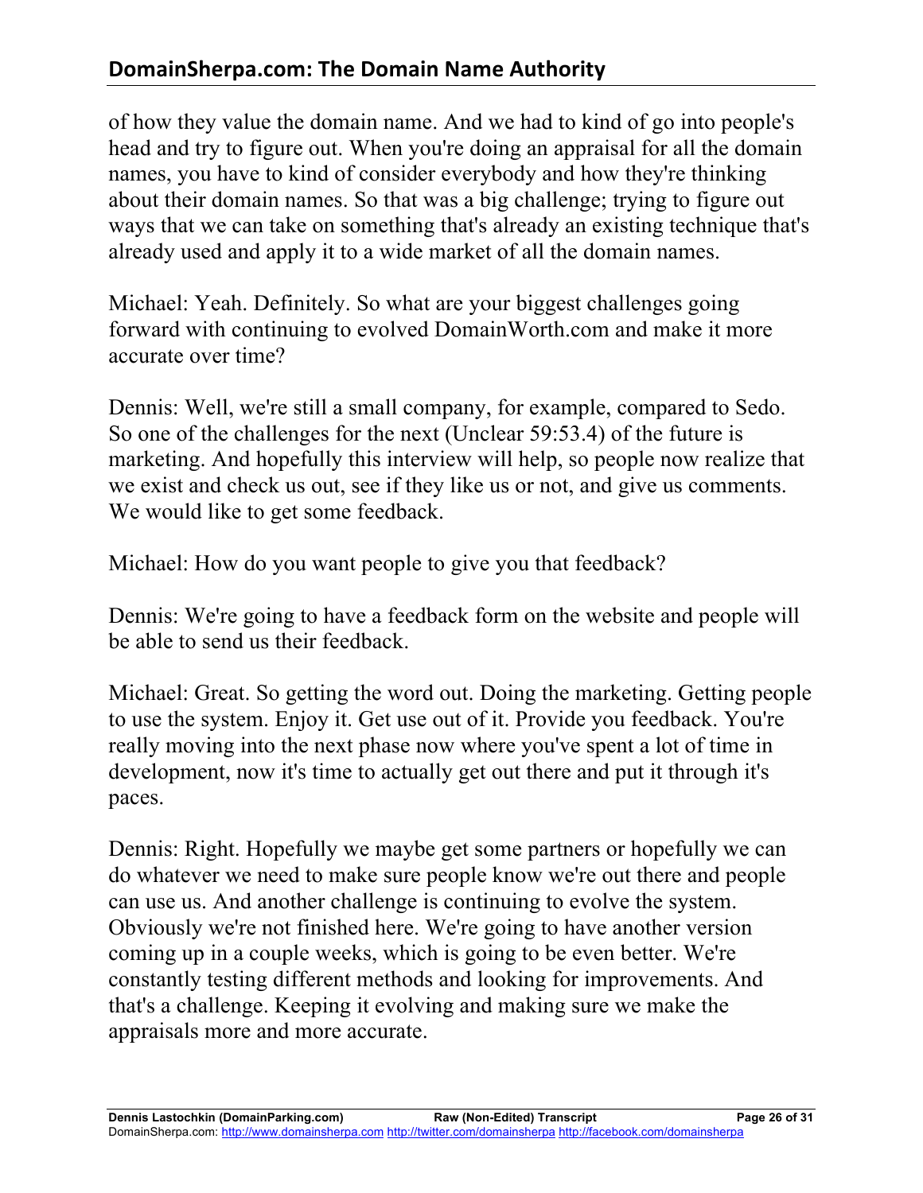of how they value the domain name. And we had to kind of go into people's head and try to figure out. When you're doing an appraisal for all the domain names, you have to kind of consider everybody and how they're thinking about their domain names. So that was a big challenge; trying to figure out ways that we can take on something that's already an existing technique that's already used and apply it to a wide market of all the domain names.

Michael: Yeah. Definitely. So what are your biggest challenges going forward with continuing to evolved DomainWorth.com and make it more accurate over time?

Dennis: Well, we're still a small company, for example, compared to Sedo. So one of the challenges for the next (Unclear 59:53.4) of the future is marketing. And hopefully this interview will help, so people now realize that we exist and check us out, see if they like us or not, and give us comments. We would like to get some feedback.

Michael: How do you want people to give you that feedback?

Dennis: We're going to have a feedback form on the website and people will be able to send us their feedback.

Michael: Great. So getting the word out. Doing the marketing. Getting people to use the system. Enjoy it. Get use out of it. Provide you feedback. You're really moving into the next phase now where you've spent a lot of time in development, now it's time to actually get out there and put it through it's paces.

Dennis: Right. Hopefully we maybe get some partners or hopefully we can do whatever we need to make sure people know we're out there and people can use us. And another challenge is continuing to evolve the system. Obviously we're not finished here. We're going to have another version coming up in a couple weeks, which is going to be even better. We're constantly testing different methods and looking for improvements. And that's a challenge. Keeping it evolving and making sure we make the appraisals more and more accurate.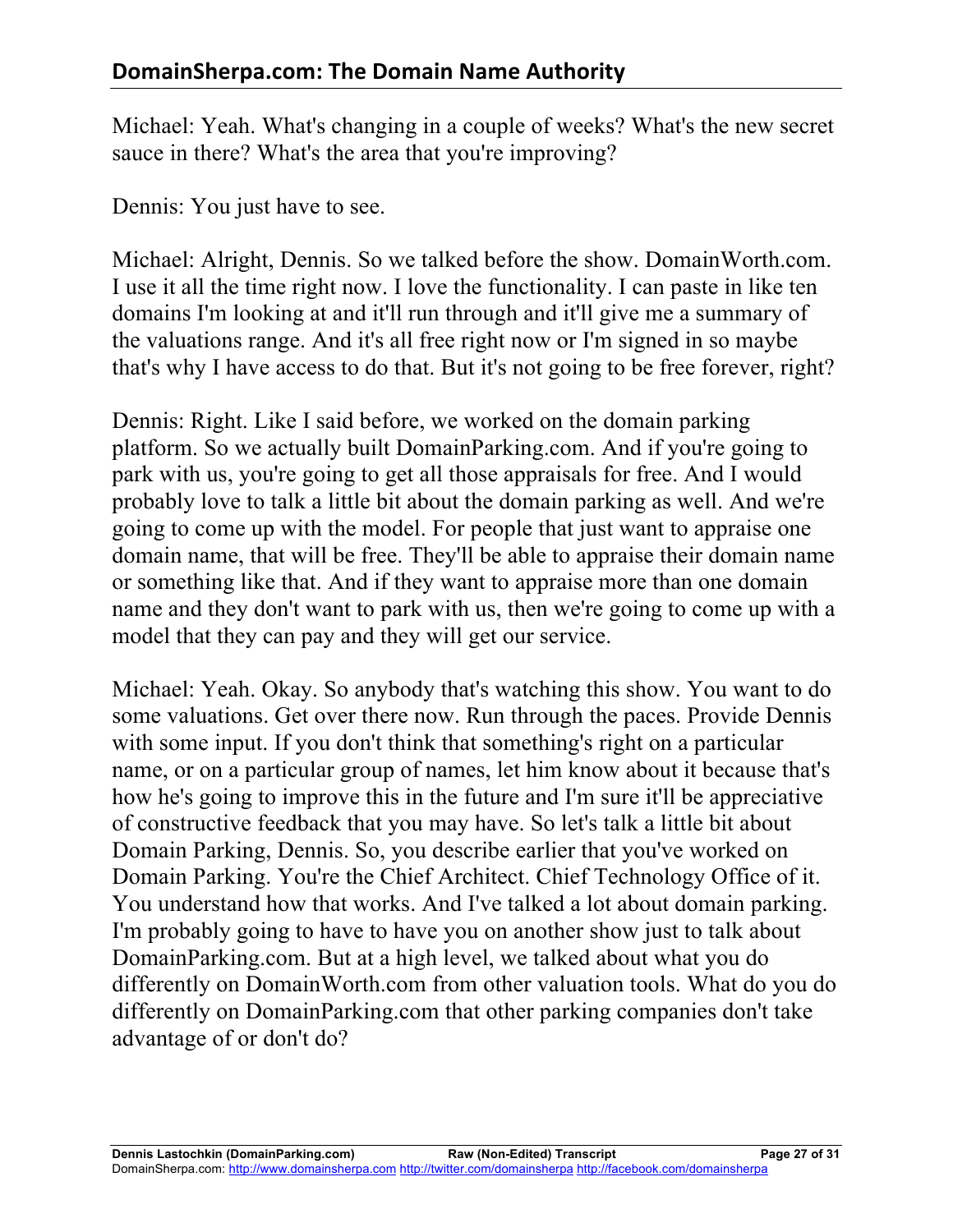Michael: Yeah. What's changing in a couple of weeks? What's the new secret sauce in there? What's the area that you're improving?

Dennis: You just have to see.

Michael: Alright, Dennis. So we talked before the show. DomainWorth.com. I use it all the time right now. I love the functionality. I can paste in like ten domains I'm looking at and it'll run through and it'll give me a summary of the valuations range. And it's all free right now or I'm signed in so maybe that's why I have access to do that. But it's not going to be free forever, right?

Dennis: Right. Like I said before, we worked on the domain parking platform. So we actually built DomainParking.com. And if you're going to park with us, you're going to get all those appraisals for free. And I would probably love to talk a little bit about the domain parking as well. And we're going to come up with the model. For people that just want to appraise one domain name, that will be free. They'll be able to appraise their domain name or something like that. And if they want to appraise more than one domain name and they don't want to park with us, then we're going to come up with a model that they can pay and they will get our service.

Michael: Yeah. Okay. So anybody that's watching this show. You want to do some valuations. Get over there now. Run through the paces. Provide Dennis with some input. If you don't think that something's right on a particular name, or on a particular group of names, let him know about it because that's how he's going to improve this in the future and I'm sure it'll be appreciative of constructive feedback that you may have. So let's talk a little bit about Domain Parking, Dennis. So, you describe earlier that you've worked on Domain Parking. You're the Chief Architect. Chief Technology Office of it. You understand how that works. And I've talked a lot about domain parking. I'm probably going to have to have you on another show just to talk about DomainParking.com. But at a high level, we talked about what you do differently on DomainWorth.com from other valuation tools. What do you do differently on DomainParking.com that other parking companies don't take advantage of or don't do?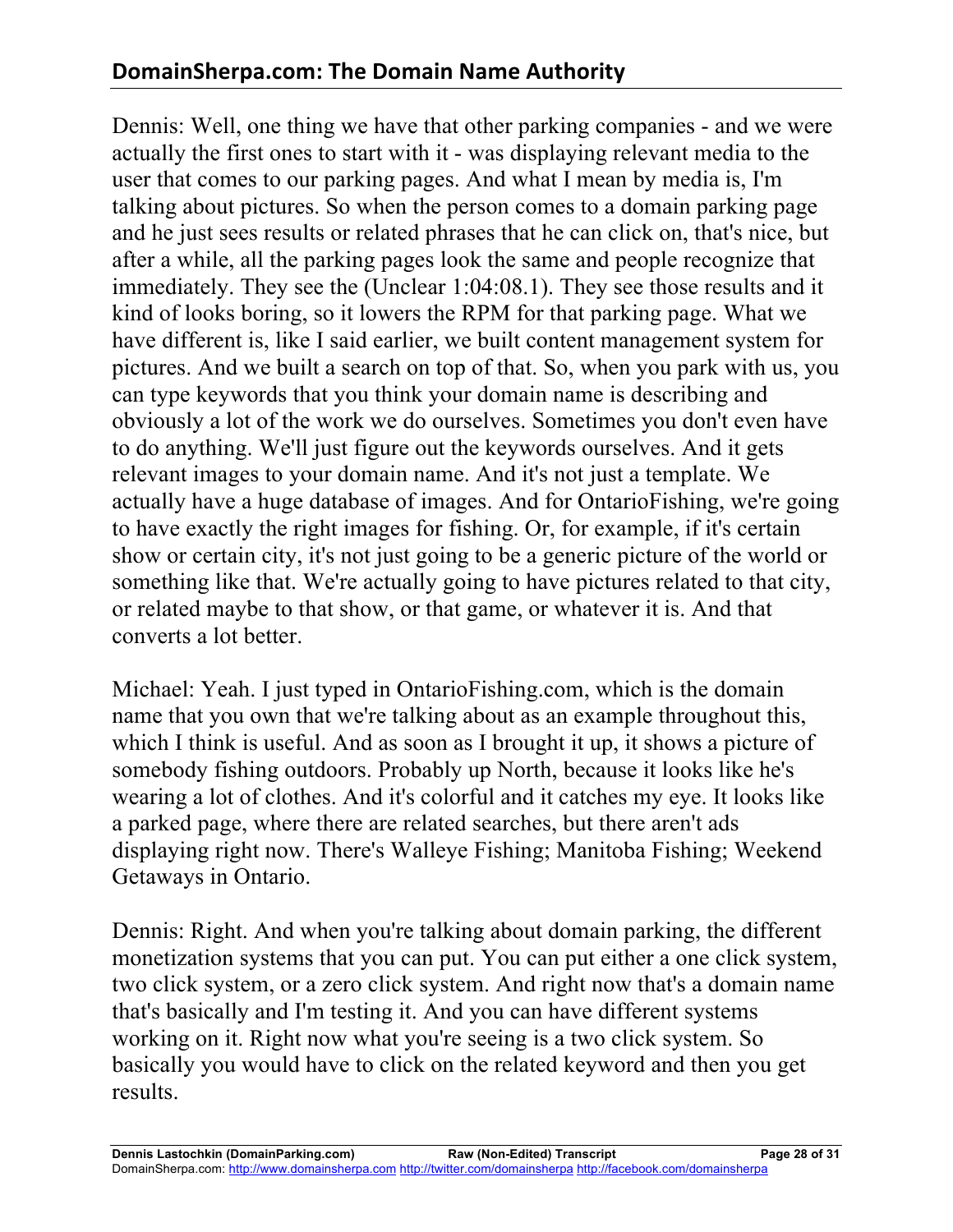Dennis: Well, one thing we have that other parking companies - and we were actually the first ones to start with it - was displaying relevant media to the user that comes to our parking pages. And what I mean by media is, I'm talking about pictures. So when the person comes to a domain parking page and he just sees results or related phrases that he can click on, that's nice, but after a while, all the parking pages look the same and people recognize that immediately. They see the (Unclear 1:04:08.1). They see those results and it kind of looks boring, so it lowers the RPM for that parking page. What we have different is, like I said earlier, we built content management system for pictures. And we built a search on top of that. So, when you park with us, you can type keywords that you think your domain name is describing and obviously a lot of the work we do ourselves. Sometimes you don't even have to do anything. We'll just figure out the keywords ourselves. And it gets relevant images to your domain name. And it's not just a template. We actually have a huge database of images. And for OntarioFishing, we're going to have exactly the right images for fishing. Or, for example, if it's certain show or certain city, it's not just going to be a generic picture of the world or something like that. We're actually going to have pictures related to that city, or related maybe to that show, or that game, or whatever it is. And that converts a lot better.

Michael: Yeah. I just typed in OntarioFishing.com, which is the domain name that you own that we're talking about as an example throughout this, which I think is useful. And as soon as I brought it up, it shows a picture of somebody fishing outdoors. Probably up North, because it looks like he's wearing a lot of clothes. And it's colorful and it catches my eye. It looks like a parked page, where there are related searches, but there aren't ads displaying right now. There's Walleye Fishing; Manitoba Fishing; Weekend Getaways in Ontario.

Dennis: Right. And when you're talking about domain parking, the different monetization systems that you can put. You can put either a one click system, two click system, or a zero click system. And right now that's a domain name that's basically and I'm testing it. And you can have different systems working on it. Right now what you're seeing is a two click system. So basically you would have to click on the related keyword and then you get results.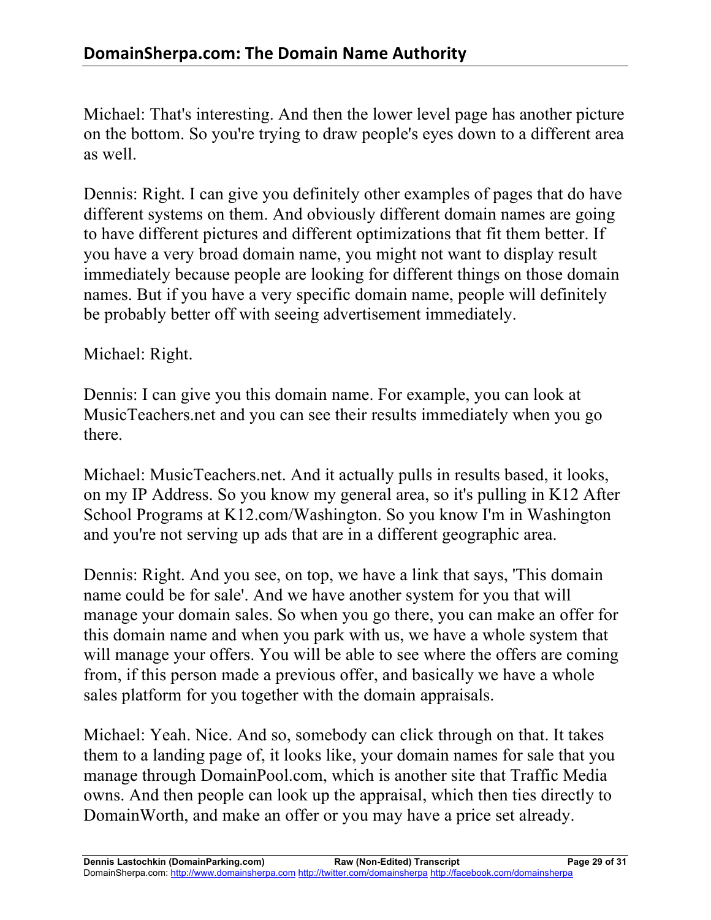Michael: That's interesting. And then the lower level page has another picture on the bottom. So you're trying to draw people's eyes down to a different area as well.

Dennis: Right. I can give you definitely other examples of pages that do have different systems on them. And obviously different domain names are going to have different pictures and different optimizations that fit them better. If you have a very broad domain name, you might not want to display result immediately because people are looking for different things on those domain names. But if you have a very specific domain name, people will definitely be probably better off with seeing advertisement immediately.

Michael: Right.

Dennis: I can give you this domain name. For example, you can look at MusicTeachers.net and you can see their results immediately when you go there.

Michael: MusicTeachers.net. And it actually pulls in results based, it looks, on my IP Address. So you know my general area, so it's pulling in K12 After School Programs at K12.com/Washington. So you know I'm in Washington and you're not serving up ads that are in a different geographic area.

Dennis: Right. And you see, on top, we have a link that says, 'This domain name could be for sale'. And we have another system for you that will manage your domain sales. So when you go there, you can make an offer for this domain name and when you park with us, we have a whole system that will manage your offers. You will be able to see where the offers are coming from, if this person made a previous offer, and basically we have a whole sales platform for you together with the domain appraisals.

Michael: Yeah. Nice. And so, somebody can click through on that. It takes them to a landing page of, it looks like, your domain names for sale that you manage through DomainPool.com, which is another site that Traffic Media owns. And then people can look up the appraisal, which then ties directly to DomainWorth, and make an offer or you may have a price set already.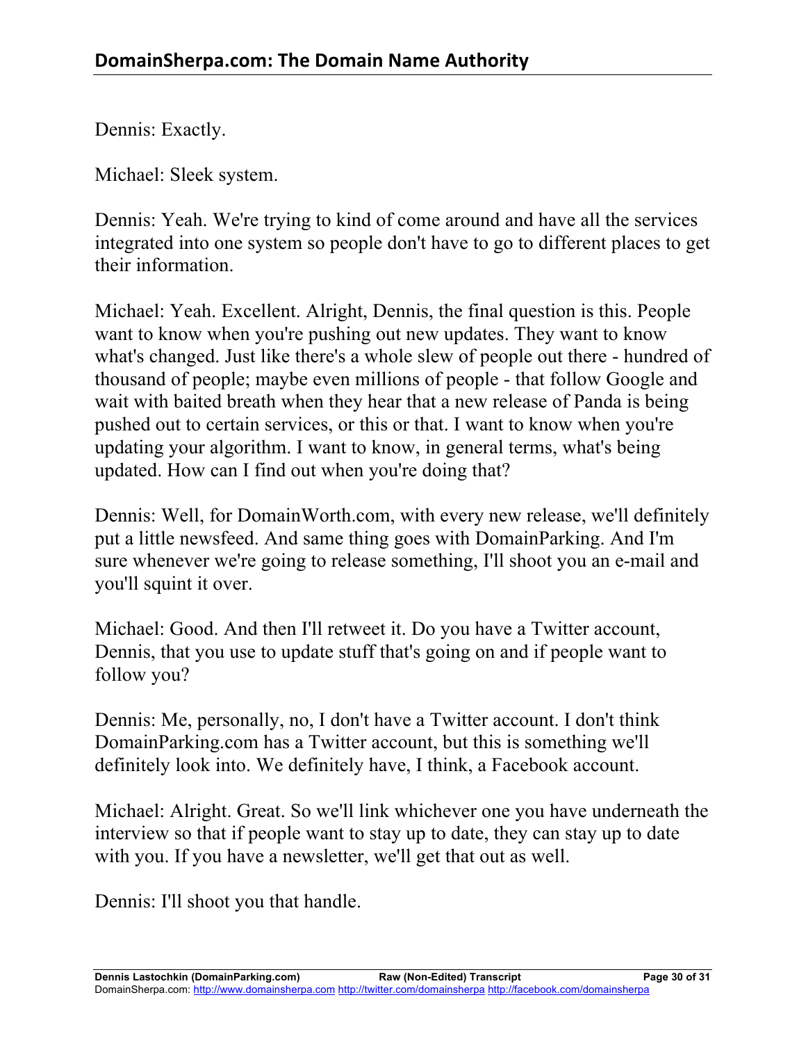Dennis: Exactly.

Michael: Sleek system.

Dennis: Yeah. We're trying to kind of come around and have all the services integrated into one system so people don't have to go to different places to get their information.

Michael: Yeah. Excellent. Alright, Dennis, the final question is this. People want to know when you're pushing out new updates. They want to know what's changed. Just like there's a whole slew of people out there - hundred of thousand of people; maybe even millions of people - that follow Google and wait with baited breath when they hear that a new release of Panda is being pushed out to certain services, or this or that. I want to know when you're updating your algorithm. I want to know, in general terms, what's being updated. How can I find out when you're doing that?

Dennis: Well, for DomainWorth.com, with every new release, we'll definitely put a little newsfeed. And same thing goes with DomainParking. And I'm sure whenever we're going to release something, I'll shoot you an e-mail and you'll squint it over.

Michael: Good. And then I'll retweet it. Do you have a Twitter account, Dennis, that you use to update stuff that's going on and if people want to follow you?

Dennis: Me, personally, no, I don't have a Twitter account. I don't think DomainParking.com has a Twitter account, but this is something we'll definitely look into. We definitely have, I think, a Facebook account.

Michael: Alright. Great. So we'll link whichever one you have underneath the interview so that if people want to stay up to date, they can stay up to date with you. If you have a newsletter, we'll get that out as well.

Dennis: I'll shoot you that handle.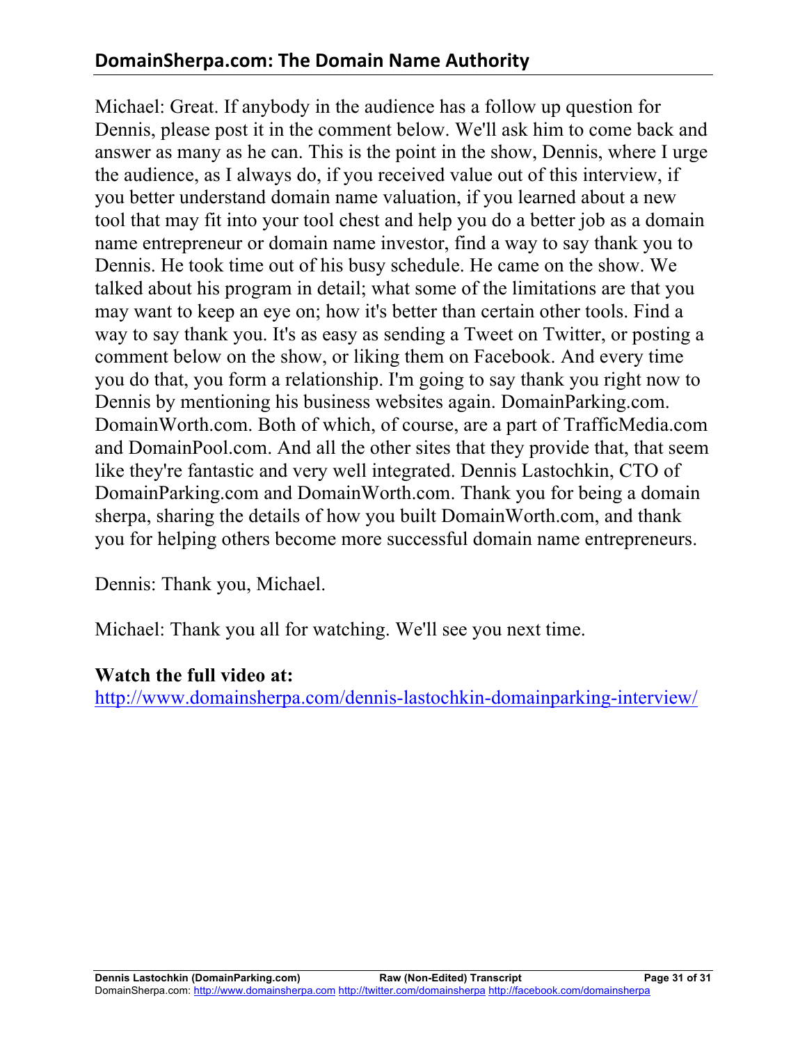Michael: Great. If anybody in the audience has a follow up question for Dennis, please post it in the comment below. We'll ask him to come back and answer as many as he can. This is the point in the show, Dennis, where I urge the audience, as I always do, if you received value out of this interview, if you better understand domain name valuation, if you learned about a new tool that may fit into your tool chest and help you do a better job as a domain name entrepreneur or domain name investor, find a way to say thank you to Dennis. He took time out of his busy schedule. He came on the show. We talked about his program in detail; what some of the limitations are that you may want to keep an eye on; how it's better than certain other tools. Find a way to say thank you. It's as easy as sending a Tweet on Twitter, or posting a comment below on the show, or liking them on Facebook. And every time you do that, you form a relationship. I'm going to say thank you right now to Dennis by mentioning his business websites again. DomainParking.com. DomainWorth.com. Both of which, of course, are a part of TrafficMedia.com and DomainPool.com. And all the other sites that they provide that, that seem like they're fantastic and very well integrated. Dennis Lastochkin, CTO of DomainParking.com and DomainWorth.com. Thank you for being a domain sherpa, sharing the details of how you built DomainWorth.com, and thank you for helping others become more successful domain name entrepreneurs.

Dennis: Thank you, Michael.

Michael: Thank you all for watching. We'll see you next time.

**Watch the full video at:**
http://www.domainsherpa.com/dennis-lastochkin-domainparking-interview/